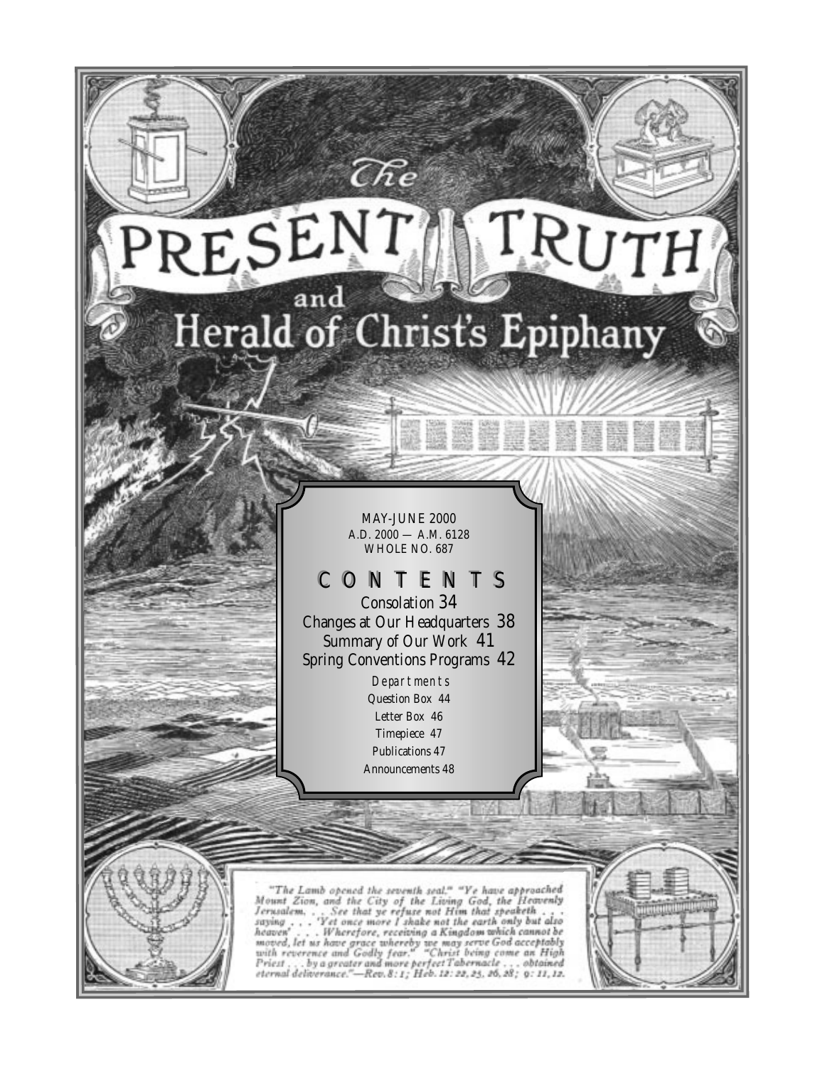# The PRESENT TRUTH and Herald of Christ's Epiphany

MAY-JUNE 2000
A.D. 2000 — A.M. 6128
WHOLE NO. 687

## CONTENTS

Consolation 34
Changes at Our Headquarters 38
Summary of Our Work 41
Spring Conventions Programs 42

### Departments

Question Box 44
Letter Box 46
Timepiece 47
Publications 47
Announcements 48

"The Lamb opened the seventh seal." "Ye have approached Mount Zion, and the City of the Living God, the Heavenly Jerusalem. . . See that ye refuse not Him that speaketh . . . saying . . . 'Yet once more I shake not the earth only but also heaven' . . . Wherefore, receiving a Kingdom which cannot be moved, let us have grace whereby we may serve God acceptably with reverence and Godly fear." "Christ being come an High Priest . . . by a greater and more perfect Tabernacle . . . obtained eternal deliverance."—Rev. 8: 1; Heb. 12: 22, 25, 26, 28; 9: 11, 12.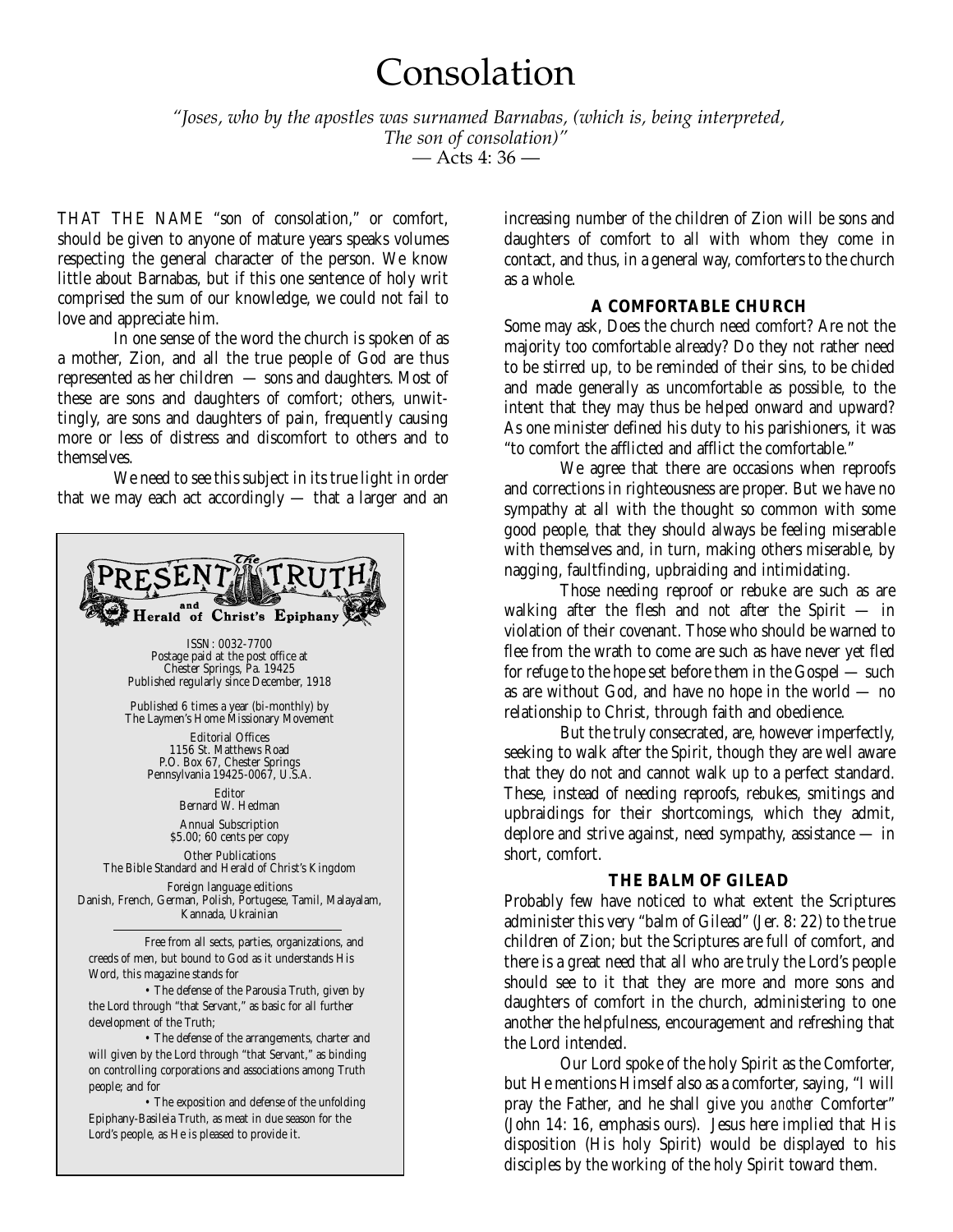# Consolation

*"Joses, who by the apostles was surnamed Barnabas, (which is, being interpreted, The son of consolation)"*
— Acts 4: 36 —

THAT THE NAME "son of consolation," or comfort, should be given to anyone of mature years speaks volumes respecting the general character of the person. We know little about Barnabas, but if this one sentence of holy writ comprised the sum of our knowledge, we could not fail to love and appreciate him.

In one sense of the word the church is spoken of as a mother, Zion, and all the true people of God are thus represented as her children — sons and daughters. Most of these are sons and daughters of comfort; others, unwittingly, are sons and daughters of pain, frequently causing more or less of distress and discomfort to others and to themselves.

We need to see this subject in its true light in order that we may each act accordingly — that a larger and an increasing number of the children of Zion will be sons and daughters of comfort to all with whom they come in contact, and thus, in a general way, comforters to the church as a whole.

**The Present Truth and Herald of Christ's Epiphany**

ISSN: 0032-7700
Postage paid at the post office at Chester Springs, Pa. 19425
Published regularly since December, 1918

Published 6 times a year (bi-monthly) by The Laymen's Home Missionary Movement

Editorial Offices
1156 St. Matthews Road
P.O. Box 67, Chester Springs
Pennsylvania 19425-0067, U.S.A.

Editor
Bernard W. Hedman

Annual Subscription
$5.00; 60 cents per copy

Other Publications
The Bible Standard and Herald of Christ's Kingdom

Foreign language editions
Danish, French, German, Polish, Portugese, Tamil, Malayalam, Kannada, Ukrainian

Free from all sects, parties, organizations, and creeds of men, but bound to God as it understands His Word, this magazine stands for

- The defense of the Parousia Truth, given by the Lord through "that Servant," as basic for all further development of the Truth;
- The defense of the arrangements, charter and will given by the Lord through "that Servant," as binding on controlling corporations and associations among Truth people; and for
- The exposition and defense of the unfolding Epiphany-Basileia Truth, as meat in due season for the Lord's people, as He is pleased to provide it.

### A COMFORTABLE CHURCH

Some may ask, Does the church need comfort? Are not the majority too comfortable already? Do they not rather need to be stirred up, to be reminded of their sins, to be chided and made generally as uncomfortable as possible, to the intent that they may thus be helped onward and upward? As one minister defined his duty to his parishioners, it was "to comfort the afflicted and afflict the comfortable."

We agree that there are occasions when reproofs and corrections in righteousness are proper. But we have no sympathy at all with the thought so common with some good people, that they should always be feeling miserable with themselves and, in turn, making others miserable, by nagging, faultfinding, upbraiding and intimidating.

Those needing reproof or rebuke are such as are walking after the flesh and not after the Spirit — in violation of their covenant. Those who should be warned to flee from the wrath to come are such as have never yet fled for refuge to the hope set before them in the Gospel — such as are without God, and have no hope in the world — no relationship to Christ, through faith and obedience.

But the truly consecrated, are, however imperfectly, seeking to walk after the Spirit, though they are well aware that they do not and cannot walk up to a perfect standard. These, instead of needing reproofs, rebukes, smitings and upbraidings for their shortcomings, which they admit, deplore and strive against, need sympathy, assistance — in short, comfort.

### THE BALM OF GILEAD

Probably few have noticed to what extent the Scriptures administer this very "balm of Gilead" (Jer. 8: 22) to the true children of Zion; but the Scriptures are full of comfort, and there is a great need that all who are truly the Lord's people should see to it that they are more and more sons and daughters of comfort in the church, administering to one another the helpfulness, encouragement and refreshing that the Lord intended.

Our Lord spoke of the holy Spirit as the Comforter, but He mentions Himself also as a comforter, saying, "I will pray the Father, and he shall give you *another* Comforter" (John 14: 16, emphasis ours). Jesus here implied that His disposition (His holy Spirit) would be displayed to his disciples by the working of the holy Spirit toward them.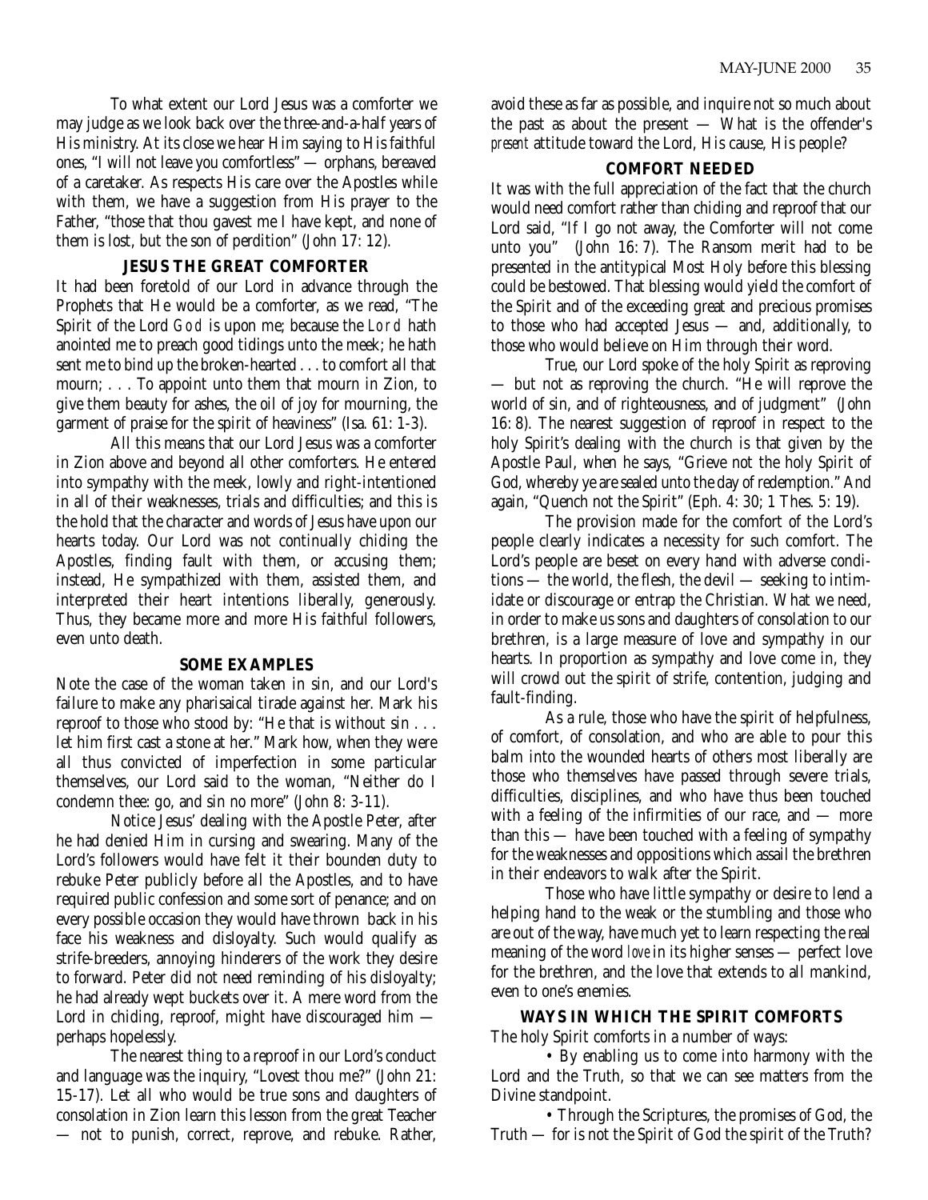To what extent our Lord Jesus was a comforter we may judge as we look back over the three-and-a-half years of His ministry. At its close we hear Him saying to His faithful ones, "I will not leave you comfortless" — orphans, bereaved of a caretaker. As respects His care over the Apostles while with them, we have a suggestion from His prayer to the Father, "those that thou gavest me I have kept, and none of them is lost, but the son of perdition" (John 17: 12).

### JESUS THE GREAT COMFORTER

It had been foretold of our Lord in advance through the Prophets that He would be a comforter, as we read, "The Spirit of the Lord GOD is upon me; because the LORD hath anointed me to preach good tidings unto the meek; he hath sent me to bind up the broken-hearted . . . to comfort all that mourn; . . . To appoint unto them that mourn in Zion, to give them beauty for ashes, the oil of joy for mourning, the garment of praise for the spirit of heaviness" (Isa. 61: 1-3).

All this means that our Lord Jesus was a comforter in Zion above and beyond all other comforters. He entered into sympathy with the meek, lowly and right-intentioned in all of their weaknesses, trials and difficulties; and this is the hold that the character and words of Jesus have upon our hearts today. Our Lord was not continually chiding the Apostles, finding fault with them, or accusing them; instead, He sympathized with them, assisted them, and interpreted their heart intentions liberally, generously. Thus, they became more and more His faithful followers, even unto death.

### SOME EXAMPLES

Note the case of the woman taken in sin, and our Lord's failure to make any pharisaical tirade against her. Mark his reproof to those who stood by: "He that is without sin . . . let him first cast a stone at her." Mark how, when they were all thus convicted of imperfection in some particular themselves, our Lord said to the woman, "Neither do I condemn thee: go, and sin no more" (John 8: 3-11).

Notice Jesus' dealing with the Apostle Peter, after he had denied Him in cursing and swearing. Many of the Lord's followers would have felt it their bounden duty to rebuke Peter publicly before all the Apostles, and to have required public confession and some sort of penance; and on every possible occasion they would have thrown back in his face his weakness and disloyalty. Such would qualify as strife-breeders, annoying hinderers of the work they desire to forward. Peter did not need reminding of his disloyalty; he had already wept buckets over it. A mere word from the Lord in chiding, reproof, might have discouraged him — perhaps hopelessly.

The nearest thing to a reproof in our Lord's conduct and language was the inquiry, "Lovest thou me?" (John 21: 15-17). Let all who would be true sons and daughters of consolation in Zion learn this lesson from the great Teacher — not to punish, correct, reprove, and rebuke. Rather, avoid these as far as possible, and inquire not so much about the past as about the present — What is the offender's *present* attitude toward the Lord, His cause, His people?

### COMFORT NEEDED

It was with the full appreciation of the fact that the church would need comfort rather than chiding and reproof that our Lord said, "If I go not away, the Comforter will not come unto you" (John 16: 7). The Ransom merit had to be presented in the antitypical Most Holy before this blessing could be bestowed. That blessing would yield the comfort of the Spirit and of the exceeding great and precious promises to those who had accepted Jesus — and, additionally, to those who would believe on Him through their word.

True, our Lord spoke of the holy Spirit as reproving — but not as reproving the church. "He will reprove the world of sin, and of righteousness, and of judgment" (John 16: 8). The nearest suggestion of reproof in respect to the holy Spirit's dealing with the church is that given by the Apostle Paul, when he says, "Grieve not the holy Spirit of God, whereby ye are sealed unto the day of redemption." And again, "Quench not the Spirit" (Eph. 4: 30; 1 Thes. 5: 19).

The provision made for the comfort of the Lord's people clearly indicates a necessity for such comfort. The Lord's people are beset on every hand with adverse conditions — the world, the flesh, the devil — seeking to intimidate or discourage or entrap the Christian. What we need, in order to make us sons and daughters of consolation to our brethren, is a large measure of love and sympathy in our hearts. In proportion as sympathy and love come in, they will crowd out the spirit of strife, contention, judging and fault-finding.

As a rule, those who have the spirit of helpfulness, of comfort, of consolation, and who are able to pour this balm into the wounded hearts of others most liberally are those who themselves have passed through severe trials, difficulties, disciplines, and who have thus been touched with a feeling of the infirmities of our race, and — more than this — have been touched with a feeling of sympathy for the weaknesses and oppositions which assail the brethren in their endeavors to walk after the Spirit.

Those who have little sympathy or desire to lend a helping hand to the weak or the stumbling and those who are out of the way, have much yet to learn respecting the real meaning of the word *love* in its higher senses — perfect love for the brethren, and the love that extends to all mankind, even to one's enemies.

### WAYS IN WHICH THE SPIRIT COMFORTS

The holy Spirit comforts in a number of ways:

- By enabling us to come into harmony with the Lord and the Truth, so that we can see matters from the Divine standpoint.
- Through the Scriptures, the promises of God, the Truth — for is not the Spirit of God the spirit of the Truth?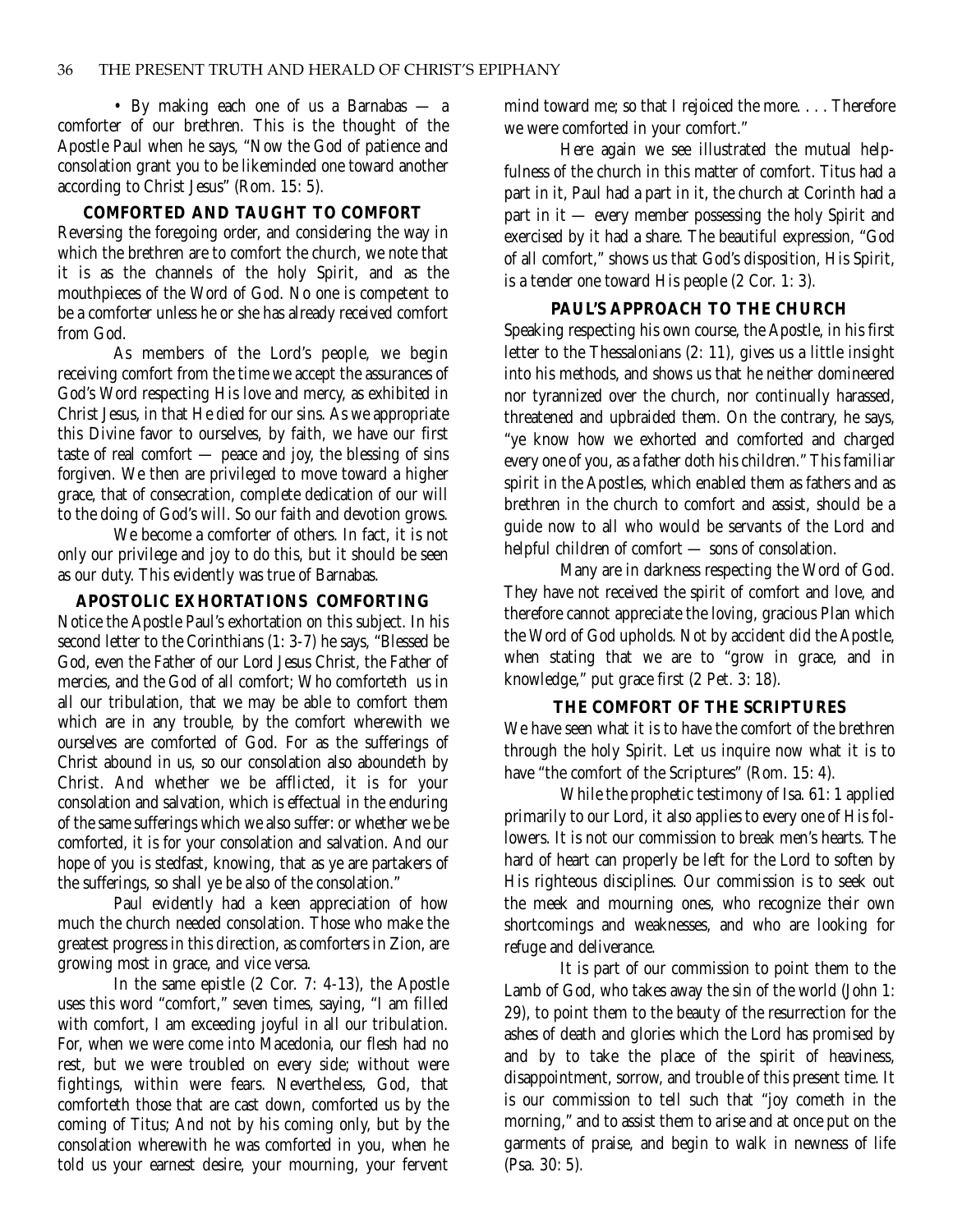• By making each one of us a Barnabas — a comforter of our brethren. This is the thought of the Apostle Paul when he says, "Now the God of patience and consolation grant you to be likeminded one toward another according to Christ Jesus" (Rom. 15: 5).

### COMFORTED AND TAUGHT TO COMFORT

Reversing the foregoing order, and considering the way in which the brethren are to comfort the church, we note that it is as the channels of the holy Spirit, and as the mouthpieces of the Word of God. No one is competent to be a comforter unless he or she has already received comfort from God.

As members of the Lord's people, we begin receiving comfort from the time we accept the assurances of God's Word respecting His love and mercy, as exhibited in Christ Jesus, in that He died for our sins. As we appropriate this Divine favor to ourselves, by faith, we have our first taste of real comfort — peace and joy, the blessing of sins forgiven. We then are privileged to move toward a higher grace, that of consecration, complete dedication of our will to the doing of God's will. So our faith and devotion grows.

We become a comforter of others. In fact, it is not only our privilege and joy to do this, but it should be seen as our duty. This evidently was true of Barnabas.

### APOSTOLIC EXHORTATIONS COMFORTING

Notice the Apostle Paul's exhortation on this subject. In his second letter to the Corinthians (1: 3-7) he says, "Blessed be God, even the Father of our Lord Jesus Christ, the Father of mercies, and the God of all comfort; Who comforteth us in all our tribulation, that we may be able to comfort them which are in any trouble, by the comfort wherewith we ourselves are comforted of God. For as the sufferings of Christ abound in us, so our consolation also aboundeth by Christ. And whether we be afflicted, it is for your consolation and salvation, which is effectual in the enduring of the same sufferings which we also suffer: or whether we be comforted, it is for your consolation and salvation. And our hope of you is stedfast, knowing, that as ye are partakers of the sufferings, so shall ye be also of the consolation."

Paul evidently had a keen appreciation of how much the church needed consolation. Those who make the greatest progress in this direction, as comforters in Zion, are growing most in grace, and vice versa.

In the same epistle (2 Cor. 7: 4-13), the Apostle uses this word "comfort," seven times, saying, "I am filled with comfort, I am exceeding joyful in all our tribulation. For, when we were come into Macedonia, our flesh had no rest, but we were troubled on every side; without were fightings, within were fears. Nevertheless, God, that comforteth those that are cast down, comforted us by the coming of Titus; And not by his coming only, but by the consolation wherewith he was comforted in you, when he told us your earnest desire, your mourning, your fervent mind toward me; so that I rejoiced the more. . . . Therefore we were comforted in your comfort."

Here again we see illustrated the mutual helpfulness of the church in this matter of comfort. Titus had a part in it, Paul had a part in it, the church at Corinth had a part in it — every member possessing the holy Spirit and exercised by it had a share. The beautiful expression, "God of all comfort," shows us that God's disposition, His Spirit, is a tender one toward His people (2 Cor. 1: 3).

### PAUL'S APPROACH TO THE CHURCH

Speaking respecting his own course, the Apostle, in his first letter to the Thessalonians (2: 11), gives us a little insight into his methods, and shows us that he neither domineered nor tyrannized over the church, nor continually harassed, threatened and upbraided them. On the contrary, he says, "ye know how we exhorted and comforted and charged every one of you, as a father doth his children." This familiar spirit in the Apostles, which enabled them as fathers and as brethren in the church to comfort and assist, should be a guide now to all who would be servants of the Lord and helpful children of comfort — sons of consolation.

Many are in darkness respecting the Word of God. They have not received the spirit of comfort and love, and therefore cannot appreciate the loving, gracious Plan which the Word of God upholds. Not by accident did the Apostle, when stating that we are to "grow in grace, and in knowledge," put grace first (2 Pet. 3: 18).

### THE COMFORT OF THE SCRIPTURES

We have seen what it is to have the comfort of the brethren through the holy Spirit. Let us inquire now what it is to have "the comfort of the Scriptures" (Rom. 15: 4).

While the prophetic testimony of Isa. 61: 1 applied primarily to our Lord, it also applies to every one of His followers. It is not our commission to break men's hearts. The hard of heart can properly be left for the Lord to soften by His righteous disciplines. Our commission is to seek out the meek and mourning ones, who recognize their own shortcomings and weaknesses, and who are looking for refuge and deliverance.

It is part of our commission to point them to the Lamb of God, who takes away the sin of the world (John 1: 29), to point them to the beauty of the resurrection for the ashes of death and glories which the Lord has promised by and by to take the place of the spirit of heaviness, disappointment, sorrow, and trouble of this present time. It is our commission to tell such that "joy cometh in the morning," and to assist them to arise and at once put on the garments of praise, and begin to walk in newness of life (Psa. 30: 5).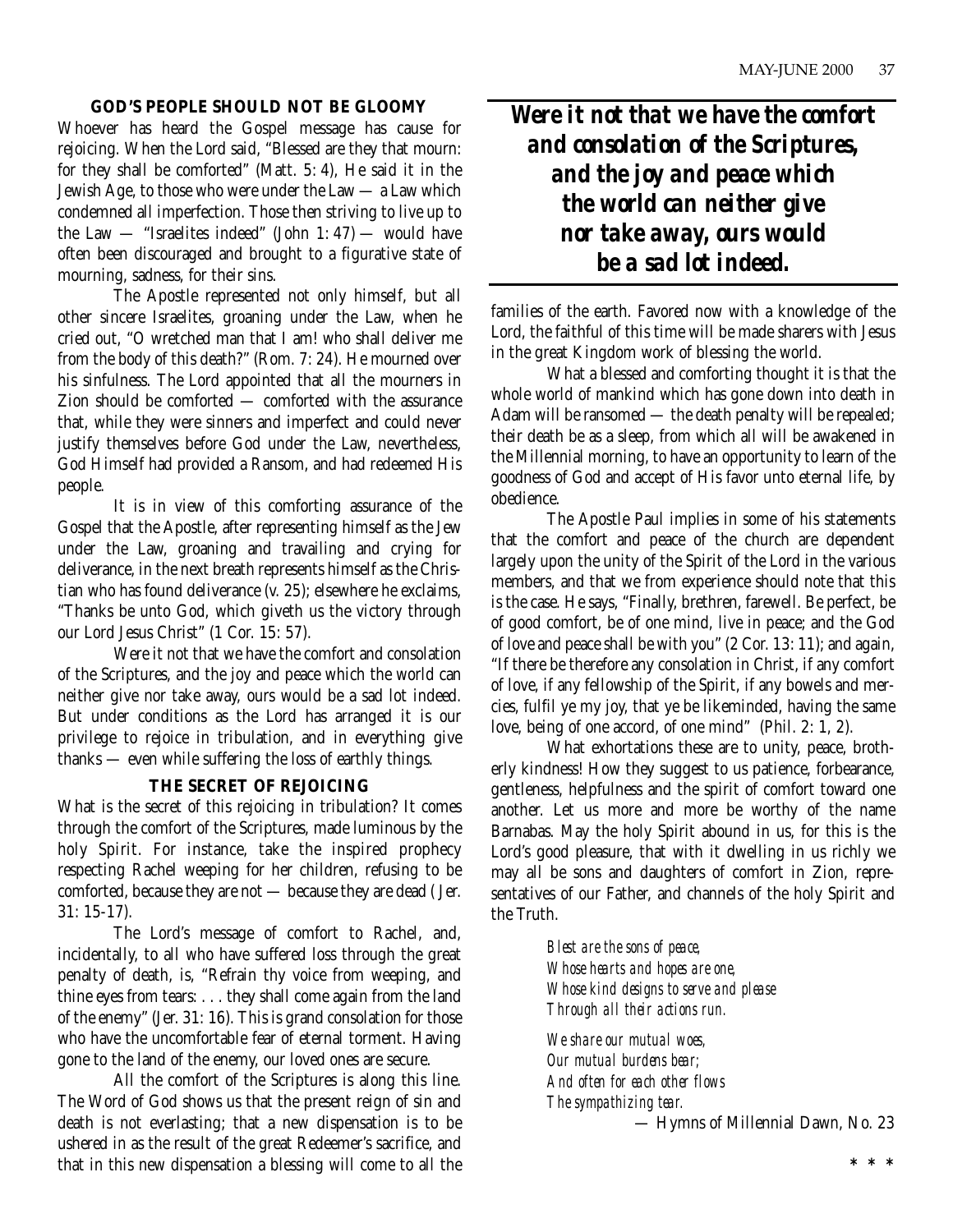### GOD'S PEOPLE SHOULD NOT BE GLOOMY

Whoever has heard the Gospel message has cause for rejoicing. When the Lord said, "Blessed are they that mourn: for they shall be comforted" (Matt. 5: 4), He said it in the Jewish Age, to those who were under the Law — a Law which condemned all imperfection. Those then striving to live up to the Law — "Israelites indeed" (John 1: 47) — would have often been discouraged and brought to a figurative state of mourning, sadness, for their sins.

The Apostle represented not only himself, but all other sincere Israelites, groaning under the Law, when he cried out, "O wretched man that I am! who shall deliver me from the body of this death?" (Rom. 7: 24). He mourned over his sinfulness. The Lord appointed that all the mourners in Zion should be comforted — comforted with the assurance that, while they were sinners and imperfect and could never justify themselves before God under the Law, nevertheless, God Himself had provided a Ransom, and had redeemed His people.

It is in view of this comforting assurance of the Gospel that the Apostle, after representing himself as the Jew under the Law, groaning and travailing and crying for deliverance, in the next breath represents himself as the Christian who has found deliverance (v. 25); elsewhere he exclaims, "Thanks be unto God, which giveth us the victory through our Lord Jesus Christ" (1 Cor. 15: 57).

Were it not that we have the comfort and consolation of the Scriptures, and the joy and peace which the world can neither give nor take away, ours would be a sad lot indeed. But under conditions as the Lord has arranged it is our privilege to rejoice in tribulation, and in everything give thanks — even while suffering the loss of earthly things.

### THE SECRET OF REJOICING

What is the secret of this rejoicing in tribulation? It comes through the comfort of the Scriptures, made luminous by the holy Spirit. For instance, take the inspired prophecy respecting Rachel weeping for her children, refusing to be comforted, because they are not — because they are dead (Jer. 31: 15-17).

The Lord's message of comfort to Rachel, and, incidentally, to all who have suffered loss through the great penalty of death, is, "Refrain thy voice from weeping, and thine eyes from tears: . . . they shall come again from the land of the enemy" (Jer. 31: 16). This is grand consolation for those who have the uncomfortable fear of eternal torment. Having gone to the land of the enemy, our loved ones are secure.

All the comfort of the Scriptures is along this line. The Word of God shows us that the present reign of sin and death is not everlasting; that a new dispensation is to be ushered in as the result of the great Redeemer's sacrifice, and that in this new dispensation a blessing will come to all the

***Were it not that we have the comfort and consolation of the Scriptures, and the joy and peace which the world can neither give nor take away, ours would be a sad lot indeed.***

families of the earth. Favored now with a knowledge of the Lord, the faithful of this time will be made sharers with Jesus in the great Kingdom work of blessing the world.

What a blessed and comforting thought it is that the whole world of mankind which has gone down into death in Adam will be ransomed — the death penalty will be repealed; their death be as a sleep, from which all will be awakened in the Millennial morning, to have an opportunity to learn of the goodness of God and accept of His favor unto eternal life, by obedience.

The Apostle Paul implies in some of his statements that the comfort and peace of the church are dependent largely upon the unity of the Spirit of the Lord in the various members, and that we from experience should note that this is the case. He says, "Finally, brethren, farewell. Be perfect, be of good comfort, be of one mind, live in peace; and the God of love and peace shall be with you" (2 Cor. 13: 11); and again, "If there be therefore any consolation in Christ, if any comfort of love, if any fellowship of the Spirit, if any bowels and mercies, fulfil ye my joy, that ye be likeminded, having the same love, being of one accord, of one mind" (Phil. 2: 1, 2).

What exhortations these are to unity, peace, brotherly kindness! How they suggest to us patience, forbearance, gentleness, helpfulness and the spirit of comfort toward one another. Let us more and more be worthy of the name Barnabas. May the holy Spirit abound in us, for this is the Lord's good pleasure, that with it dwelling in us richly we may all be sons and daughters of comfort in Zion, representatives of our Father, and channels of the holy Spirit and the Truth.

*Blest are the sons of peace,*
*Whose hearts and hopes are one,*
*Whose kind designs to serve and please*
*Through all their actions run.*

*We share our mutual woes,*
*Our mutual burdens bear;*
*And often for each other flows*
*The sympathizing tear.*

— Hymns of Millennial Dawn, No. 23

* * *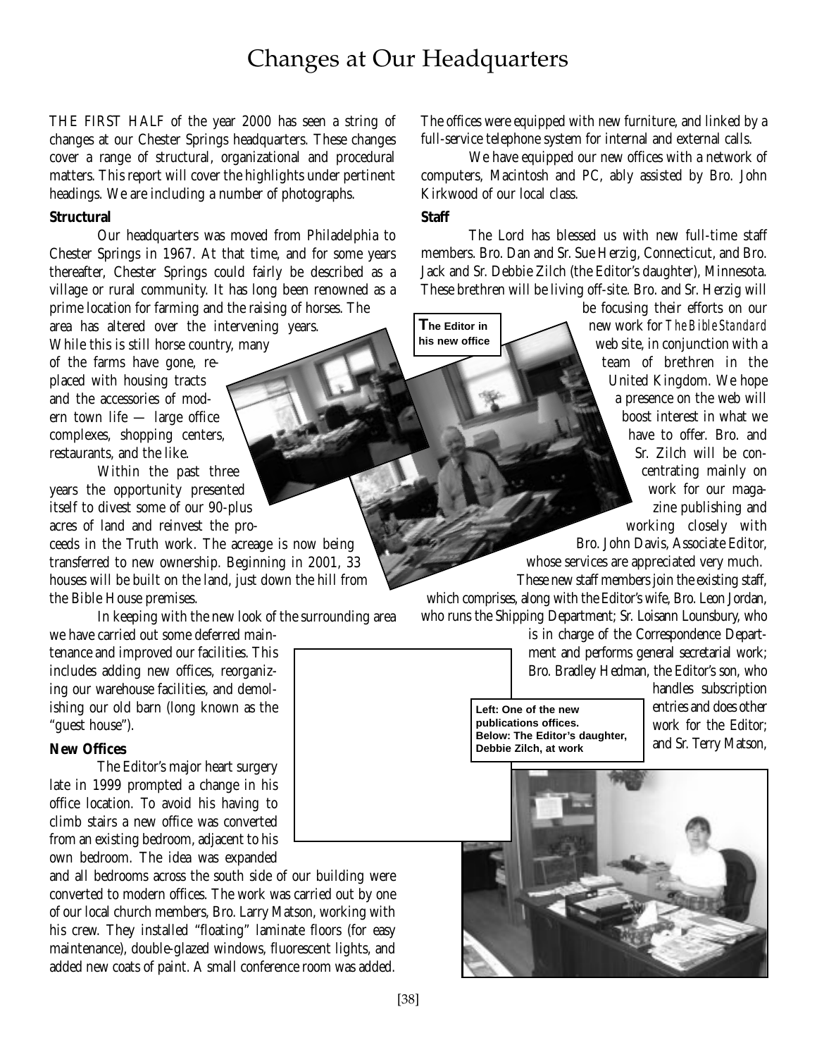# Changes at Our Headquarters

THE FIRST HALF of the year 2000 has seen a string of changes at our Chester Springs headquarters. These changes cover a range of structural, organizational and procedural matters. This report will cover the highlights under pertinent headings. We are including a number of photographs.

**Structural**

Our headquarters was moved from Philadelphia to Chester Springs in 1967. At that time, and for some years thereafter, Chester Springs could fairly be described as a village or rural community. It has long been renowned as a prime location for farming and the raising of horses. The area has altered over the intervening years. While this is still horse country, many of the farms have gone, replaced with housing tracts and the accessories of modern town life — large office complexes, shopping centers, restaurants, and the like.

Within the past three years the opportunity presented itself to divest some of our 90-plus acres of land and reinvest the proceeds in the Truth work. The acreage is now being transferred to new ownership. Beginning in 2001, 33 houses will be built on the land, just down the hill from the Bible House premises.

In keeping with the new look of the surrounding area we have carried out some deferred maintenance and improved our facilities. This includes adding new offices, reorganizing our warehouse facilities, and demolishing our old barn (long known as the "guest house").

**New Offices**

The Editor's major heart surgery late in 1999 prompted a change in his office location. To avoid his having to climb stairs a new office was converted from an existing bedroom, adjacent to his own bedroom. The idea was expanded and all bedrooms across the south side of our building were converted to modern offices. The work was carried out by one of our local church members, Bro. Larry Matson, working with his crew. They installed "floating" laminate floors (for easy maintenance), double-glazed windows, fluorescent lights, and added new coats of paint. A small conference room was added. The offices were equipped with new furniture, and linked by a full-service telephone system for internal and external calls.

We have equipped our new offices with a network of computers, Macintosh and PC, ably assisted by Bro. John Kirkwood of our local class.

**Staff**

The Lord has blessed us with new full-time staff members. Bro. Dan and Sr. Sue Herzig, Connecticut, and Bro. Jack and Sr. Debbie Zilch (the Editor's daughter), Minnesota. These brethren will be living off-site. Bro. and Sr. Herzig will be focusing their efforts on our new work for *The Bible Standard* web site, in conjunction with a team of brethren in the United Kingdom. We hope a presence on the web will boost interest in what we have to offer. Bro. and Sr. Zilch will be concentrating mainly on work for our magazine publishing and working closely with Bro. John Davis, Associate Editor, whose services are appreciated very much.

These new staff members join the existing staff, which comprises, along with the Editor's wife, Bro. Leon Jordan, who runs the Shipping Department; Sr. Loisann Lounsbury, who is in charge of the Correspondence Department and performs general secretarial work; Bro. Bradley Hedman, the Editor's son, who handles subscription entries and does other work for the Editor; and Sr. Terry Matson,

**The Editor in his new office**

**Left: One of the new publications offices. Below: The Editor's daughter, Debbie Zilch, at work**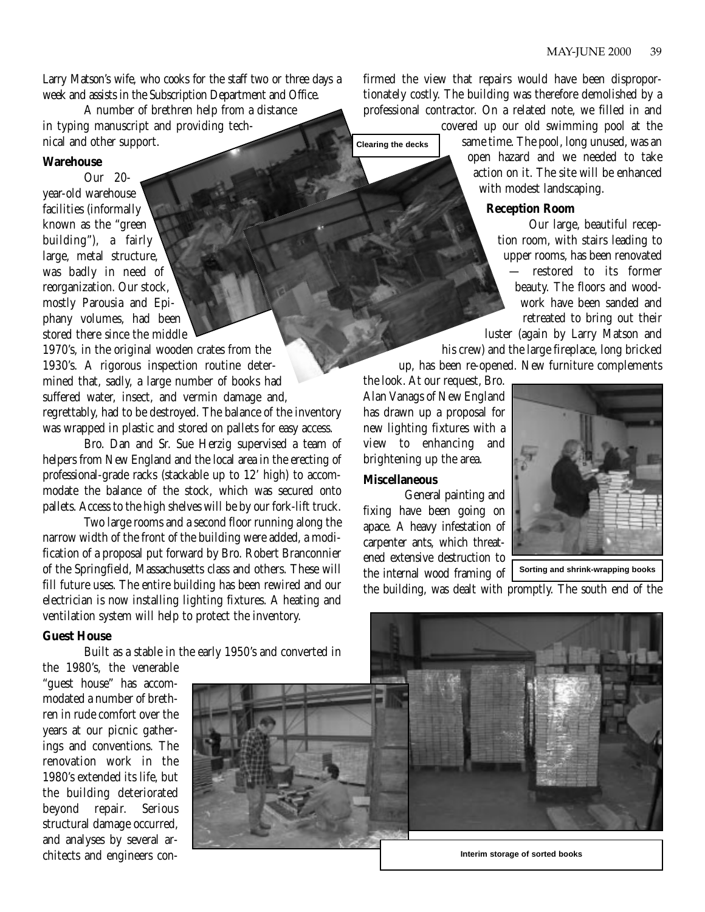Larry Matson's wife, who cooks for the staff two or three days a week and assists in the Subscription Department and Office.

A number of brethren help from a distance in typing manuscript and providing technical and other support.

**Warehouse**

Our 20-year-old warehouse facilities (informally known as the "green building"), a fairly large, metal structure, was badly in need of reorganization. Our stock, mostly Parousia and Epiphany volumes, had been stored there since the middle 1970's, in the original wooden crates from the 1930's. A rigorous inspection routine determined that, sadly, a large number of books had suffered water, insect, and vermin damage and, regrettably, had to be destroyed. The balance of the inventory was wrapped in plastic and stored on pallets for easy access.

Bro. Dan and Sr. Sue Herzig supervised a team of helpers from New England and the local area in the erecting of professional-grade racks (stackable up to 12' high) to accommodate the balance of the stock, which was secured onto pallets. Access to the high shelves will be by our fork-lift truck.

Two large rooms and a second floor running along the narrow width of the front of the building were added, a modification of a proposal put forward by Bro. Robert Branconnier of the Springfield, Massachusetts class and others. These will fill future uses. The entire building has been rewired and our electrician is now installing lighting fixtures. A heating and ventilation system will help to protect the inventory.

Clearing the decks

**Guest House**

Built as a stable in the early 1950's and converted in the 1980's, the venerable "guest house" has accommodated a number of brethren in rude comfort over the years at our picnic gatherings and conventions. The renovation work in the 1980's extended its life, but the building deteriorated beyond repair. Serious structural damage occurred, and analyses by several architects and engineers confirmed the view that repairs would have been disproportionately costly. The building was therefore demolished by a professional contractor. On a related note, we filled in and covered up our old swimming pool at the same time. The pool, long unused, was an open hazard and we needed to take action on it. The site will be enhanced with modest landscaping.

**Reception Room**

Our large, beautiful reception room, with stairs leading to upper rooms, has been renovated — restored to its former beauty. The floors and woodwork have been sanded and retreated to bring out their luster (again by Larry Matson and his crew) and the large fireplace, long bricked up, has been re-opened. New furniture complements the look. At our request, Bro. Alan Vanags of New England has drawn up a proposal for new lighting fixtures with a view to enhancing and brightening up the area.

**Miscellaneous**

General painting and fixing have been going on apace. A heavy infestation of carpenter ants, which threatened extensive destruction to the internal wood framing of the building, was dealt with promptly. The south end of the

Sorting and shrink-wrapping books

Interim storage of sorted books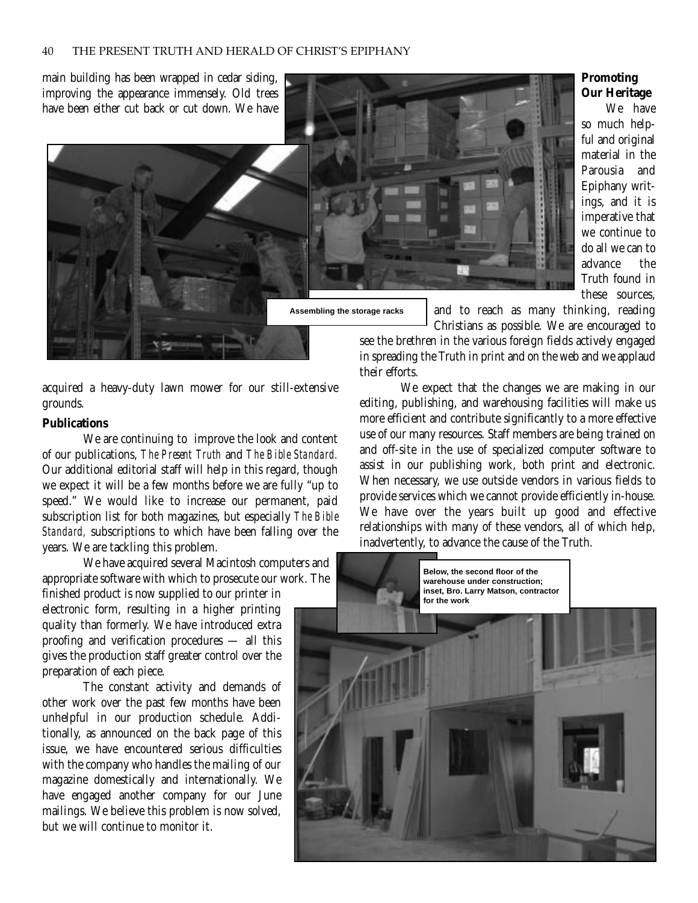main building has been wrapped in cedar siding, improving the appearance immensely. Old trees have been either cut back or cut down. We have acquired a heavy-duty lawn mower for our still-extensive grounds.

Assembling the storage racks

**Publications**

We are continuing to improve the look and content of our publications, *The Present Truth* and *The Bible Standard.* Our additional editorial staff will help in this regard, though we expect it will be a few months before we are fully "up to speed." We would like to increase our permanent, paid subscription list for both magazines, but especially *The Bible Standard,* subscriptions to which have been falling over the years. We are tackling this problem.

We have acquired several Macintosh computers and appropriate software with which to prosecute our work. The finished product is now supplied to our printer in electronic form, resulting in a higher printing quality than formerly. We have introduced extra proofing and verification procedures — all this gives the production staff greater control over the preparation of each piece.

The constant activity and demands of other work over the past few months have been unhelpful in our production schedule. Additionally, as announced on the back page of this issue, we have encountered serious difficulties with the company who handles the mailing of our magazine domestically and internationally. We have engaged another company for our June mailings. We believe this problem is now solved, but we will continue to monitor it.

**Promoting Our Heritage**

We have so much helpful and original material in the Parousia and Epiphany writings, and it is imperative that we continue to do all we can to advance the Truth found in these sources, and to reach as many thinking, reading Christians as possible. We are encouraged to see the brethren in the various foreign fields actively engaged in spreading the Truth in print and on the web and we applaud their efforts.

We expect that the changes we are making in our editing, publishing, and warehousing facilities will make us more efficient and contribute significantly to a more effective use of our many resources. Staff members are being trained on and off-site in the use of specialized computer software to assist in our publishing work, both print and electronic. When necessary, we use outside vendors in various fields to provide services which we cannot provide efficiently in-house. We have over the years built up good and effective relationships with many of these vendors, all of which help, inadvertently, to advance the cause of the Truth.

Below, the second floor of the warehouse under construction; inset, Bro. Larry Matson, contractor for the work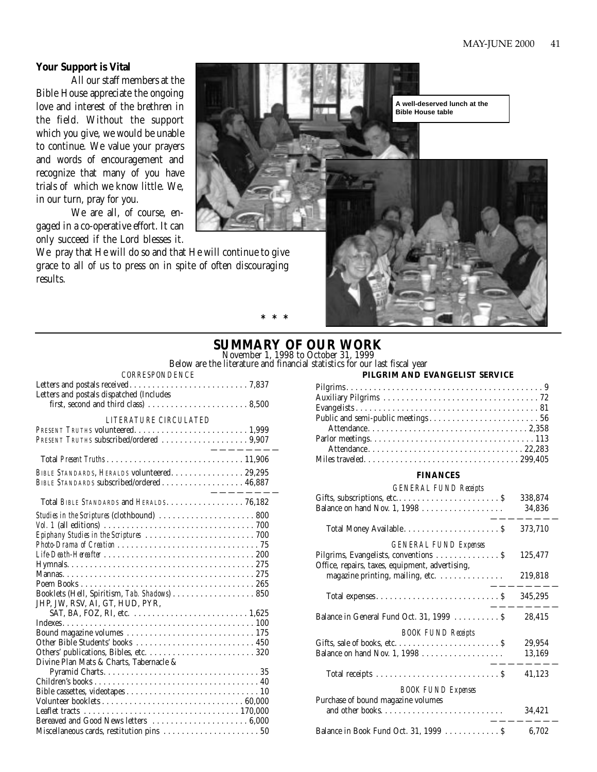**Your Support is Vital**

All our staff members at the Bible House appreciate the ongoing love and interest of the brethren in the field. Without the support which you give, we would be unable to continue. We value your prayers and words of encouragement and recognize that many of you have trials of which we know little. We, in our turn, pray for you.

We are all, of course, engaged in a co-operative effort. It can only succeed if the Lord blesses it. We pray that He will do so and that He will continue to give grace to all of us to press on in spite of often discouraging results.

A well-deserved lunch at the Bible House table

\* \* \*

## SUMMARY OF OUR WORK

November 1, 1998 to October 31, 1999

Below are the literature and financial statistics for our last fiscal year

### CORRESPONDENCE

| | |
|---|---|
| Letters and postals received | 7,837 |
| Letters and postals dispatched (Includes first, second and third class) | 8,500 |

### LITERATURE CIRCULATED

| | |
|---|---|
| PRESENT TRUTHS volunteered | 1,999 |
| PRESENT TRUTHS subscribed/ordered | 9,907 |
| Total *Present Truths* | 11,906 |
| BIBLE STANDARDS, HERALDS volunteered | 29,295 |
| BIBLE STANDARDS subscribed/ordered | 46,887 |
| Total BIBLE STANDARDS and HERALDS | 76,182 |
| *Studies in the Scriptures* (clothbound) | 800 |
| *Vol. 1* (all editions) | 700 |
| *Epiphany Studies in the Scriptures* | 700 |
| *Photo-Drama of Creation* | 75 |
| *Life-Death-Hereafter* | 200 |
| Hymnals | 275 |
| Mannas | 275 |
| Poem Books | 265 |
| Booklets (Hell, Spiritism, *Tab. Shadows*) | 850 |
| JHP, JW, RSV, AI, GT, HUD, PYR, SAT, BA, FOZ, RI, etc. | 1,625 |
| Indexes | 100 |
| Bound magazine volumes | 175 |
| Other Bible Students' books | 450 |
| Others' publications, Bibles, etc. | 320 |
| Divine Plan Mats & Charts, Tabernacle & Pyramid Charts | 35 |
| Children's books | 40 |
| Bible cassettes, videotapes | 10 |
| Volunteer booklets | 60,000 |
| Leaflet tracts | 170,000 |
| Bereaved and Good News letters | 6,000 |
| Miscellaneous cards, restitution pins | 50 |

### PILGRIM AND EVANGELIST SERVICE

| | |
|---|---|
| Pilgrims | 9 |
| Auxiliary Pilgrims | 72 |
| Evangelists | 81 |
| Public and semi-public meetings | 56 |
| Attendance | 2,358 |
| Parlor meetings | 113 |
| Attendance | 22,283 |
| Miles traveled | 299,405 |

### FINANCES

| | |
|---|---|
| *GENERAL FUND Receipts* | |
| Gifts, subscriptions, etc. | $ 338,874 |
| Balance on hand Nov. 1, 1998 | 34,836 |
| Total Money Available | $ 373,710 |
| *GENERAL FUND Expenses* | |
| Pilgrims, Evangelists, conventions | $ 125,477 |
| Office, repairs, taxes, equipment, advertising, magazine printing, mailing, etc. | 219,818 |
| Total expenses | $ 345,295 |
| Balance in General Fund Oct. 31, 1999 | $ 28,415 |
| *BOOK FUND Receipts* | |
| Gifts, sale of books, etc. | $ 29,954 |
| Balance on hand Nov. 1, 1998 | 13,169 |
| Total receipts | $ 41,123 |
| *BOOK FUND Expenses* | |
| Purchase of bound magazine volumes and other books | 34,421 |
| Balance in Book Fund Oct. 31, 1999 | $ 6,702 |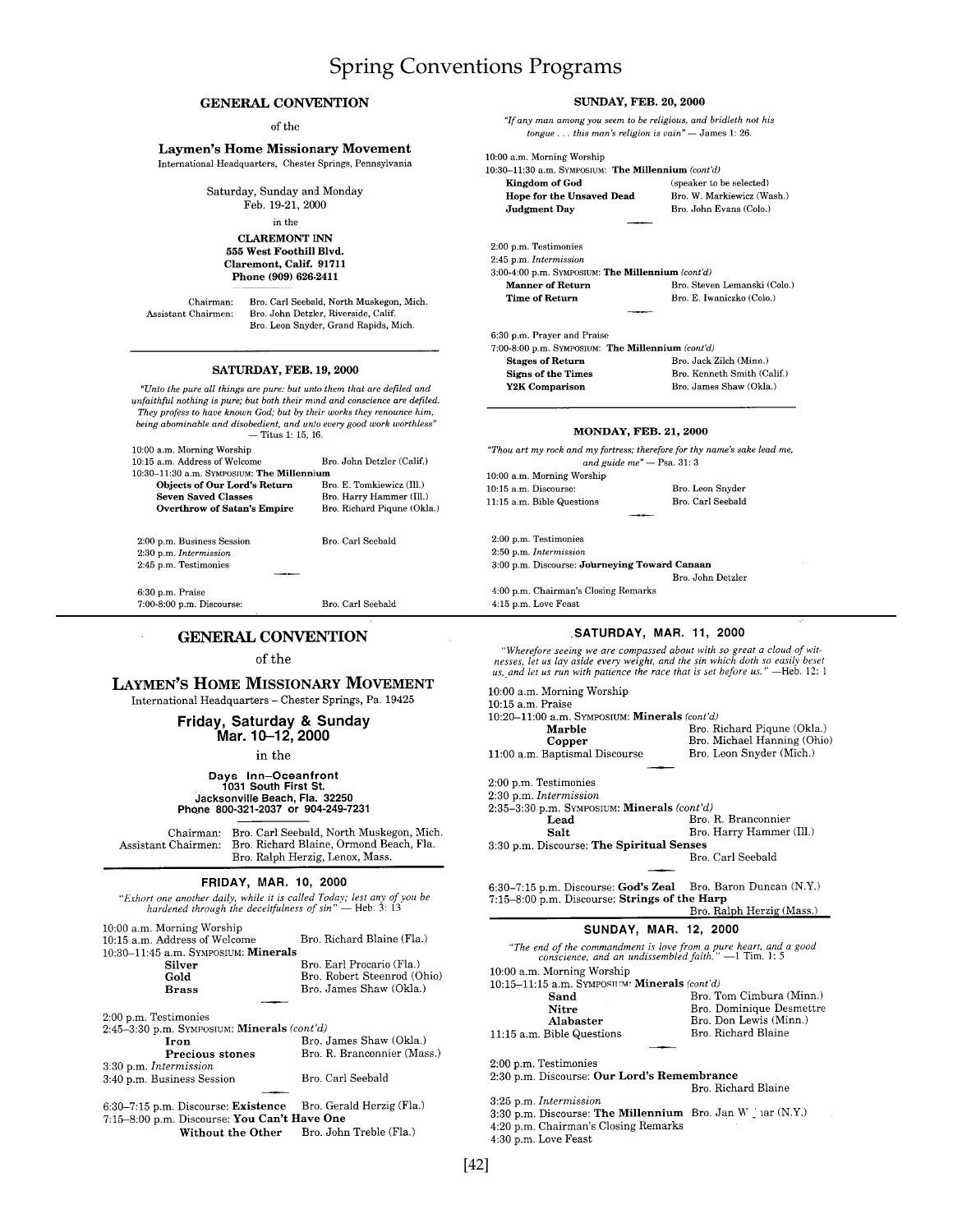# Spring Conventions Programs

## GENERAL CONVENTION

of the

**Laymen's Home Missionary Movement**

International Headquarters, Chester Springs, Pennsylvania

Saturday, Sunday and Monday
Feb. 19-21, 2000

in the

**CLAREMONT INN**
**555 West Foothill Blvd.**
**Claremont, Calif. 91711**
**Phone (909) 626-2411**

Chairman: Bro. Carl Seebald, North Muskegon, Mich.
Assistant Chairmen: Bro. John Detzler, Riverside, Calif.
Bro. Leon Snyder, Grand Rapids, Mich.

### SATURDAY, FEB. 19, 2000

*"Unto the pure all things are pure: but unto them that are defiled and unfaithful nothing is pure; but both their mind and conscience are defiled. They profess to have known God; but by their works they renounce him, being abominable and disobedient, and unto every good work worthless"* — Titus 1: 15, 16.

10:00 a.m. Morning Worship
10:15 a.m. Address of Welcome — Bro. John Detzler (Calif.)
10:30–11:30 a.m. SYMPOSIUM: **The Millennium**
- **Objects of Our Lord's Return** — Bro. E. Tomkiewicz (Ill.)
- **Seven Saved Classes** — Bro. Harry Hammer (Ill.)
- **Overthrow of Satan's Empire** — Bro. Richard Piqune (Okla.)

2:00 p.m. Business Session — Bro. Carl Seebald
2:30 p.m. *Intermission*
2:45 p.m. Testimonies

6:30 p.m. Praise
7:00-8:00 p.m. Discourse: — Bro. Carl Seebald

### SUNDAY, FEB. 20, 2000

*"If any man among you seem to be religious, and bridleth not his tongue . . . this man's religion is vain"* — James 1: 26.

10:00 a.m. Morning Worship
10:30–11:30 a.m. SYMPOSIUM: **The Millennium** *(cont'd)*
- **Kingdom of God** — (speaker to be selected)
- **Hope for the Unsaved Dead** — Bro. W. Markiewicz (Wash.)
- **Judgment Day** — Bro. John Evans (Colo.)

2:00 p.m. Testimonies
2:45 p.m. *Intermission*
3:00-4:00 p.m. SYMPOSIUM: **The Millennium** *(cont'd)*
- **Manner of Return** — Bro. Steven Lemanski (Colo.)
- **Time of Return** — Bro. E. Iwaniczko (Colo.)

6:30 p.m. Prayer and Praise
7:00-8:00 p.m. SYMPOSIUM: **The Millennium** *(cont'd)*
- **Stages of Return** — Bro. Jack Zilch (Minn.)
- **Signs of the Times** — Bro. Kenneth Shaw (Calif.)
- **Y2K Comparison** — Bro. James Shaw (Okla.)

### MONDAY, FEB. 21, 2000

*"Thou art my rock and my fortress; therefore for thy name's sake lead me, and guide me"* — Psa. 31: 3

10:00 a.m. Morning Worship
10:15 a.m. Discourse: — Bro. Leon Snyder
11:15 a.m. Bible Questions — Bro. Carl Seebald

2:00 p.m. Testimonies
2:50 p.m. *Intermission*
3:00 p.m. Discourse: **Journeying Toward Canaan** — Bro. John Detzler
4:00 p.m. Chairman's Closing Remarks
4:15 p.m. Love Feast

## GENERAL CONVENTION

of the

**LAYMEN'S HOME MISSIONARY MOVEMENT**

International Headquarters – Chester Springs, Pa. 19425

**Friday, Saturday & Sunday**
**Mar. 10–12, 2000**

in the

**Days Inn–Oceanfront**
**1031 South First St.**
**Jacksonville Beach, Fla. 32250**
**Phone 800-321-2037 or 904-249-7231**

Chairman: Bro. Carl Seebald, North Muskegon, Mich.
Assistant Chairmen: Bro. Richard Blaine, Ormond Beach, Fla.
Bro. Ralph Herzig, Lenox, Mass.

### FRIDAY, MAR. 10, 2000

*"Exhort one another daily, while it is called Today; lest any of you be hardened through the deceitfulness of sin"* — Heb. 3: 13

10:00 a.m. Morning Worship
10:15 a.m. Address of Welcome — Bro. Richard Blaine (Fla.)
10:30–11:45 a.m. SYMPOSIUM: **Minerals**
- **Silver** — Bro. Earl Procario (Fla.)
- **Gold** — Bro. Robert Steenrod (Ohio)
- **Brass** — Bro. James Shaw (Okla.)

2:00 p.m. Testimonies
2:45–3:30 p.m. SYMPOSIUM: **Minerals** *(cont'd)*
- **Iron** — Bro. James Shaw (Okla.)
- **Precious stones** — Bro. R. Branconnier (Mass.)

3:30 p.m. *Intermission*
3:40 p.m. Business Session — Bro. Carl Seebald

6:30–7:15 p.m. Discourse: **Existence** — Bro. Gerald Herzig (Fla.)
7:15–8:00 p.m. Discourse: **You Can't Have One Without the Other** — Bro. John Treble (Fla.)

### SATURDAY, MAR. 11, 2000

*"Wherefore seeing we are compassed about with so great a cloud of witnesses, let us lay aside every weight, and the sin which doth so easily beset us, and let us run with patience the race that is set before us."* —Heb. 12: 1

10:00 a.m. Morning Worship
10:15 a.m. Praise
10:20–11:00 a.m. SYMPOSIUM: **Minerals** *(cont'd)*
- **Marble** — Bro. Richard Piqune (Okla.)
- **Copper** — Bro. Michael Hanning (Ohio)

11:00 a.m. Baptismal Discourse — Bro. Leon Snyder (Mich.)

2:00 p.m. Testimonies
2:30 p.m. *Intermission*
2:35–3:30 p.m. SYMPOSIUM: **Minerals** *(cont'd)*
- **Lead** — Bro. R. Branconnier
- **Salt** — Bro. Harry Hammer (Ill.)

3:30 p.m. Discourse: **The Spiritual Senses** — Bro. Carl Seebald

6:30–7:15 p.m. Discourse: **God's Zeal** — Bro. Baron Duncan (N.Y.)
7:15–8:00 p.m. Discourse: **Strings of the Harp** — Bro. Ralph Herzig (Mass.)

### SUNDAY, MAR. 12, 2000

*"The end of the commandment is love from a pure heart, and a good conscience, and an undissembled faith."* —1 Tim. 1: 5

10:00 a.m. Morning Worship
10:15–11:15 a.m. SYMPOSIUM: **Minerals** *(cont'd)*
- **Sand** — Bro. Tom Cimbura (Minn.)
- **Nitre** — Bro. Dominique Desmettre
- **Alabaster** — Bro. Don Lewis (Minn.)

11:15 a.m. Bible Questions — Bro. Richard Blaine

2:00 p.m. Testimonies
2:30 p.m. Discourse: **Our Lord's Remembrance** — Bro. Richard Blaine
3:25 p.m. *Intermission*
3:30 p.m. Discourse: **The Millennium** — Bro. Jan W_ar (N.Y.)
4:20 p.m. Chairman's Closing Remarks
4:30 p.m. Love Feast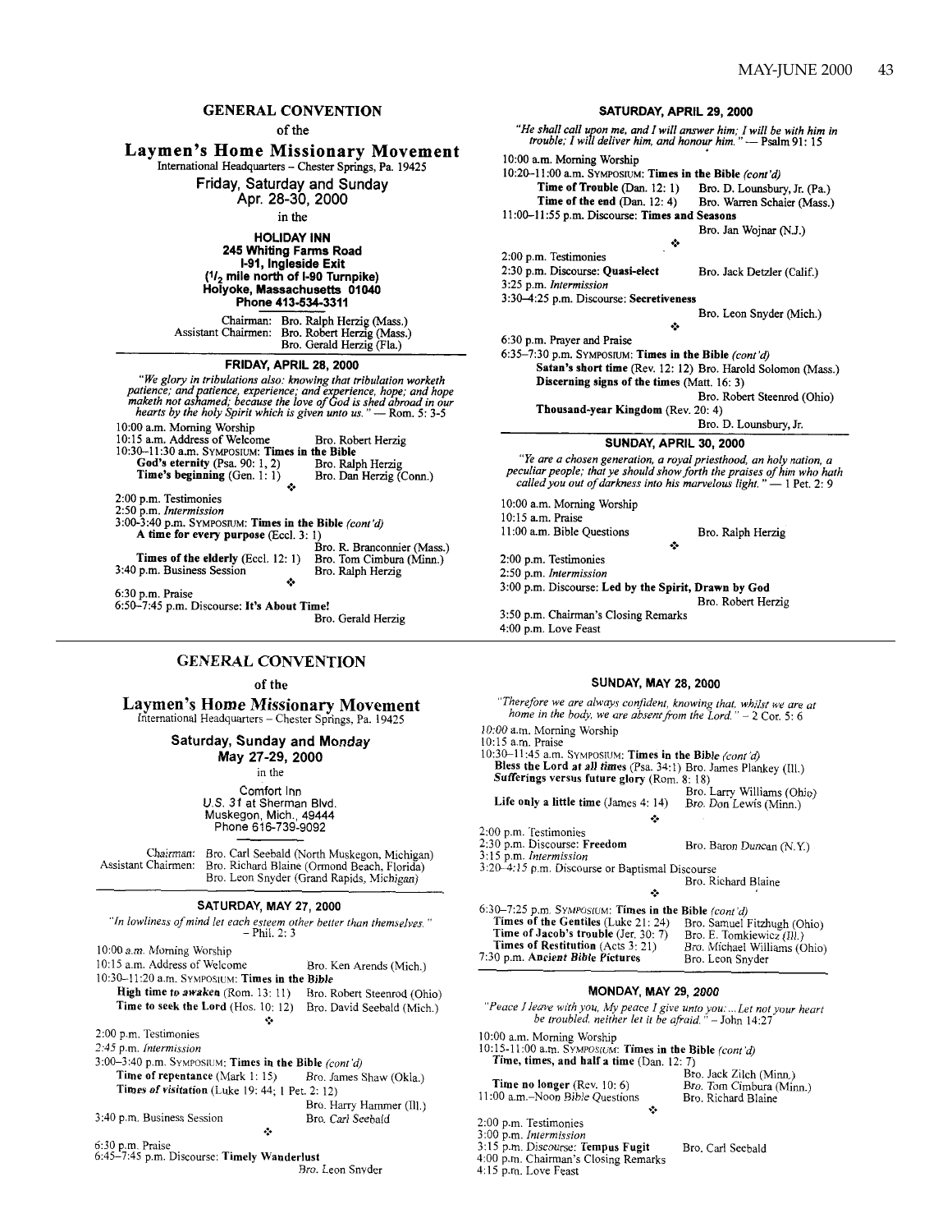## GENERAL CONVENTION

of the

## Laymen's Home Missionary Movement

International Headquarters – Chester Springs, Pa. 19425

**Friday, Saturday and Sunday**
**Apr. 28-30, 2000**

in the

**HOLIDAY INN**
**245 Whiting Farms Road**
**I-91, Ingleside Exit**
**(1/2 mile north of I-90 Turnpike)**
**Holyoke, Massachusetts 01040**
**Phone 413-534-3311**

Chairman: Bro. Ralph Herzig (Mass.)
Assistant Chairmen: Bro. Robert Herzig (Mass.)
Bro. Gerald Herzig (Fla.)

### FRIDAY, APRIL 28, 2000

*"We glory in tribulations also: knowing that tribulation worketh patience; and patience, experience; and experience, hope; and hope maketh not ashamed; because the love of God is shed abroad in our hearts by the holy Spirit which is given unto us."* — Rom. 5: 3-5

10:00 a.m. Morning Worship
10:15 a.m. Address of Welcome — Bro. Robert Herzig
10:30–11:30 a.m. SYMPOSIUM: **Times in the Bible**
  **God's eternity** (Psa. 90: 1, 2) — Bro. Ralph Herzig
  **Time's beginning** (Gen. 1: 1) — Bro. Dan Herzig (Conn.)

❖

2:00 p.m. Testimonies
2:50 p.m. *Intermission*
3:00–3:40 p.m. SYMPOSIUM: **Times in the Bible** *(cont'd)*
  **A time for every purpose** (Eccl. 3: 1) — Bro. R. Branconnier (Mass.)
  **Times of the elderly** (Eccl. 12: 1) — Bro. Tom Cimbura (Minn.)
3:40 p.m. Business Session — Bro. Ralph Herzig

❖

6:30 p.m. Praise
6:50–7:45 p.m. Discourse: **It's About Time!** — Bro. Gerald Herzig

### SATURDAY, APRIL 29, 2000

*"He shall call upon me, and I will answer him; I will be with him in trouble; I will deliver him, and honour him."* — Psalm 91: 15

10:00 a.m. Morning Worship
10:20–11:00 a.m. SYMPOSIUM: **Times in the Bible** *(cont'd)*
  **Time of Trouble** (Dan. 12: 1) — Bro. D. Lounsbury, Jr. (Pa.)
  **Time of the end** (Dan. 12: 4) — Bro. Warren Schaier (Mass.)
11:00–11:55 p.m. Discourse: **Times and Seasons** — Bro. Jan Wojnar (N.J.)

❖

2:00 p.m. Testimonies
2:30 p.m. Discourse: **Quasi-elect** — Bro. Jack Detzler (Calif.)
3:25 p.m. *Intermission*
3:30–4:25 p.m. Discourse: **Secretiveness** — Bro. Leon Snyder (Mich.)

❖

6:30 p.m. Prayer and Praise
6:35–7:30 p.m. SYMPOSIUM: **Times in the Bible** *(cont'd)*
  **Satan's short time** (Rev. 12: 12) — Bro. Harold Solomon (Mass.)
  **Discerning signs of the times** (Matt. 16: 3) — Bro. Robert Steenrod (Ohio)
  **Thousand-year Kingdom** (Rev. 20: 4) — Bro. D. Lounsbury, Jr.

### SUNDAY, APRIL 30, 2000

*"Ye are a chosen generation, a royal priesthood, an holy nation, a peculiar people; that ye should show forth the praises of him who hath called you out of darkness into his marvelous light."* — 1 Pet. 2: 9

10:00 a.m. Morning Worship
10:15 a.m. Praise
11:00 a.m. Bible Questions — Bro. Ralph Herzig

❖

2:00 p.m. Testimonies
2:50 p.m. *Intermission*
3:00 p.m. Discourse: **Led by the Spirit, Drawn by God** — Bro. Robert Herzig
3:50 p.m. Chairman's Closing Remarks
4:00 p.m. Love Feast

---

## GENERAL CONVENTION

of the

## Laymen's Home Missionary Movement

International Headquarters – Chester Springs, Pa. 19425

**Saturday, Sunday and Monday**
**May 27-29, 2000**

in the

Comfort Inn
U.S. 31 at Sherman Blvd.
Muskegon, Mich., 49444
Phone 616-739-9092

Chairman: Bro. Carl Seebald (North Muskegon, Michigan)
Assistant Chairmen: Bro. Richard Blaine (Ormond Beach, Florida)
Bro. Leon Snyder (Grand Rapids, Michigan)

### SATURDAY, MAY 27, 2000

*"In lowliness of mind let each esteem other better than themselves."* – Phil. 2: 3

10:00 a.m. Morning Worship
10:15 a.m. Address of Welcome — Bro. Ken Arends (Mich.)
10:30–11:20 a.m. SYMPOSIUM: **Times in the Bible**
  **High time to awaken** (Rom. 13: 11) — Bro. Robert Steenrod (Ohio)
  **Time to seek the Lord** (Hos. 10: 12) — Bro. David Seebald (Mich.)

❖

2:00 p.m. Testimonies
2:45 p.m. *Intermission*
3:00–3:40 p.m. SYMPOSIUM: **Times in the Bible** *(cont'd)*
  **Time of repentance** (Mark 1: 15) — Bro. James Shaw (Okla.)
  **Times of visitation** (Luke 19: 44; 1 Pet. 2: 12) — Bro. Harry Hammer (Ill.)
3:40 p.m. Business Session — Bro. Carl Seebald

❖

6:30 p.m. Praise
6:45–7:45 p.m. Discourse: **Timely Wanderlust** — Bro. Leon Snyder

### SUNDAY, MAY 28, 2000

*"Therefore we are always confident, knowing that, whilst we are at home in the body, we are absent from the Lord."* – 2 Cor. 5: 6

10:00 a.m. Morning Worship
10:15 a.m. Praise
10:30–11:45 a.m. SYMPOSIUM: **Times in the Bible** *(cont'd)*
  **Bless the Lord at all times** (Psa. 34:1) — Bro. James Plankey (Ill.)
  **Sufferings versus future glory** (Rom. 8: 18) — Bro. Larry Williams (Ohio)
  **Life only a little time** (James 4: 14) — Bro. Don Lewis (Minn.)

❖

2:00 p.m. Testimonies
2:30 p.m. Discourse: **Freedom** — Bro. Baron Duncan (N.Y.)
3:15 p.m. *Intermission*
3:20–4:15 p.m. Discourse or Baptismal Discourse — Bro. Richard Blaine

❖

6:30–7:25 p.m. SYMPOSIUM: **Times in the Bible** *(cont'd)*
  **Times of the Gentiles** (Luke 21: 24) — Bro. Samuel Fitzhugh (Ohio)
  **Time of Jacob's trouble** (Jer. 30: 7) — Bro. E. Tomkiewicz (Ill.)
  **Times of Restitution** (Acts 3: 21) — Bro. Michael Williams (Ohio)
7:30 p.m. **Ancient Bible Pictures** — Bro. Leon Snyder

### MONDAY, MAY 29, 2000

*"Peace I leave with you, My peace I give unto you:... Let not your heart be troubled, neither let it be afraid."* – John 14:27

10:00 a.m. Morning Worship
10:15-11:00 a.m. SYMPOSIUM: **Times in the Bible** *(cont'd)*
  **Time, times, and half a time** (Dan. 12: 7) — Bro. Jack Zilch (Minn.)
  **Time no longer** (Rev. 10: 6) — Bro. Tom Cimbura (Minn.)
11:00 a.m.–Noon Bible Questions — Bro. Richard Blaine

❖

2:00 p.m. Testimonies
3:00 p.m. *Intermission*
3:15 p.m. Discourse: **Tempus Fugit** — Bro. Carl Seebald
4:00 p.m. Chairman's Closing Remarks
4:15 p.m. Love Feast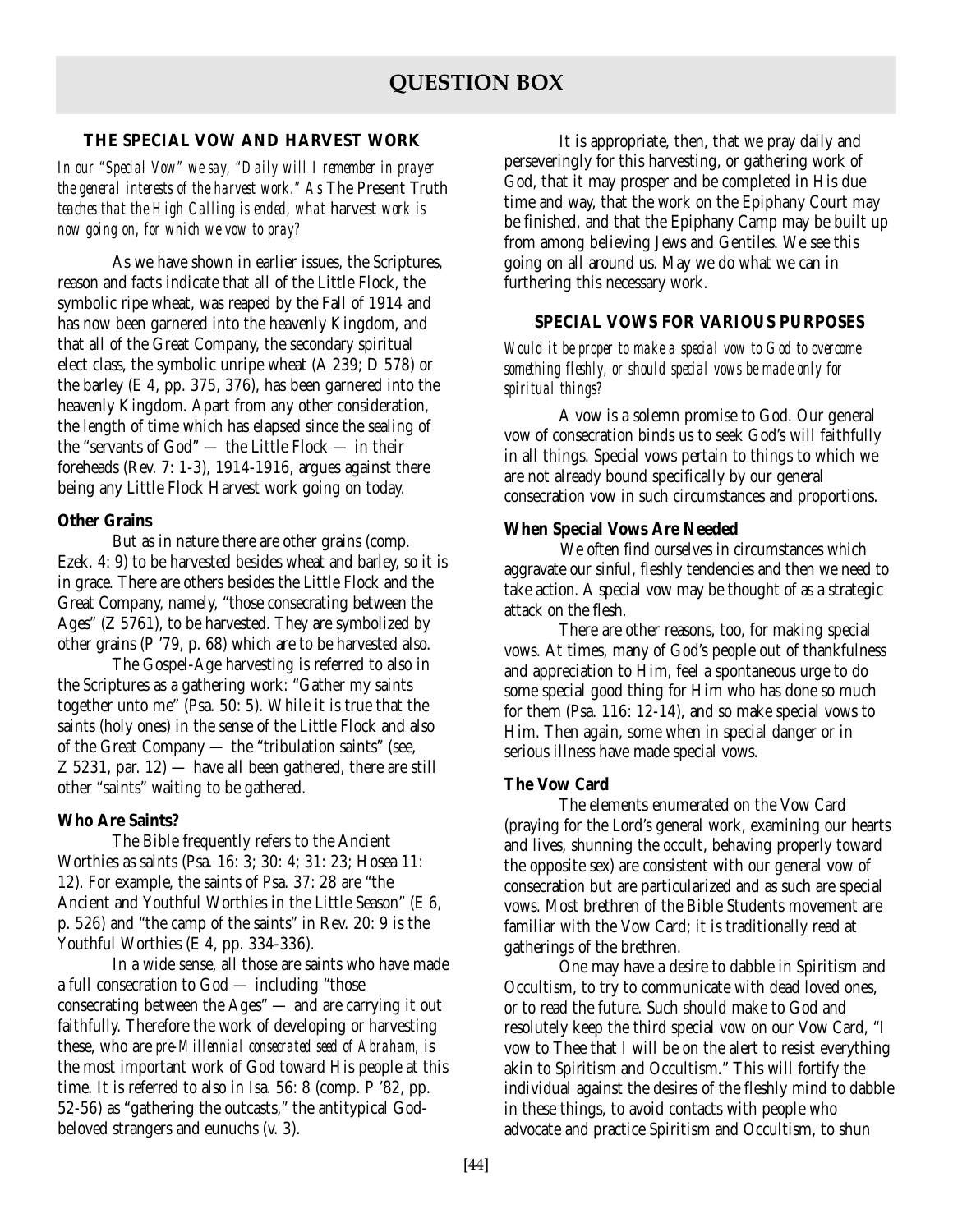# QUESTION BOX

### THE SPECIAL VOW AND HARVEST WORK

*In our "Special Vow" we say, "Daily will I remember in prayer the general interests of the harvest work." As* The Present Truth *teaches that the High Calling is ended, what* harvest *work is now going on, for which we vow to pray?*

As we have shown in earlier issues, the Scriptures, reason and facts indicate that all of the Little Flock, the symbolic ripe wheat, was reaped by the Fall of 1914 and has now been garnered into the heavenly Kingdom, and that all of the Great Company, the secondary spiritual elect class, the symbolic unripe wheat (A 239; D 578) or the barley (E 4, pp. 375, 376), has been garnered into the heavenly Kingdom. Apart from any other consideration, the length of time which has elapsed since the sealing of the "servants of God" — the Little Flock — in their foreheads (Rev. 7: 1-3), 1914-1916, argues against there being any Little Flock Harvest work going on today.

**Other Grains**

But as in nature there are other grains (comp. Ezek. 4: 9) to be harvested besides wheat and barley, so it is in grace. There are others besides the Little Flock and the Great Company, namely, "those consecrating between the Ages" (Z 5761), to be harvested. They are symbolized by other grains (P '79, p. 68) which are to be harvested also.

The Gospel-Age harvesting is referred to also in the Scriptures as a gathering work: "Gather my saints together unto me" (Psa. 50: 5). While it is true that the saints (holy ones) in the sense of the Little Flock and also of the Great Company — the "tribulation saints" (see, Z 5231, par. 12) — have all been gathered, there are still other "saints" waiting to be gathered.

**Who Are Saints?**

The Bible frequently refers to the Ancient Worthies as saints (Psa. 16: 3; 30: 4; 31: 23; Hosea 11: 12). For example, the saints of Psa. 37: 28 are "the Ancient and Youthful Worthies in the Little Season" (E 6, p. 526) and "the camp of the saints" in Rev. 20: 9 is the Youthful Worthies (E 4, pp. 334-336).

In a wide sense, all those are saints who have made a full consecration to God — including "those consecrating between the Ages" — and are carrying it out faithfully. Therefore the work of developing or harvesting these, who are *pre-Millennial consecrated seed of Abraham,* is the most important work of God toward His people at this time. It is referred to also in Isa. 56: 8 (comp. P '82, pp. 52-56) as "gathering the outcasts," the antitypical God-beloved strangers and eunuchs (v. 3).

It is appropriate, then, that we pray daily and perseveringly for this harvesting, or gathering work of God, that it may prosper and be completed in His due time and way, that the work on the Epiphany Court may be finished, and that the Epiphany Camp may be built up from among believing Jews and Gentiles. We see this going on all around us. May we do what we can in furthering this necessary work.

### SPECIAL VOWS FOR VARIOUS PURPOSES

*Would it be proper to make a special vow to God to overcome something fleshly, or should special vows be made only for spiritual things?*

A vow is a solemn promise to God. Our general vow of consecration binds us to seek God's will faithfully in all things. Special vows pertain to things to which we are not already bound specifically by our general consecration vow in such circumstances and proportions.

**When Special Vows Are Needed**

We often find ourselves in circumstances which aggravate our sinful, fleshly tendencies and then we need to take action. A special vow may be thought of as a strategic attack on the flesh.

There are other reasons, too, for making special vows. At times, many of God's people out of thankfulness and appreciation to Him, feel a spontaneous urge to do some special good thing for Him who has done so much for them (Psa. 116: 12-14), and so make special vows to Him. Then again, some when in special danger or in serious illness have made special vows.

**The Vow Card**

The elements enumerated on the Vow Card (praying for the Lord's general work, examining our hearts and lives, shunning the occult, behaving properly toward the opposite sex) are consistent with our general vow of consecration but are particularized and as such are special vows. Most brethren of the Bible Students movement are familiar with the Vow Card; it is traditionally read at gatherings of the brethren.

One may have a desire to dabble in Spiritism and Occultism, to try to communicate with dead loved ones, or to read the future. Such should make to God and resolutely keep the third special vow on our Vow Card, "I vow to Thee that I will be on the alert to resist everything akin to Spiritism and Occultism." This will fortify the individual against the desires of the fleshly mind to dabble in these things, to avoid contacts with people who advocate and practice Spiritism and Occultism, to shun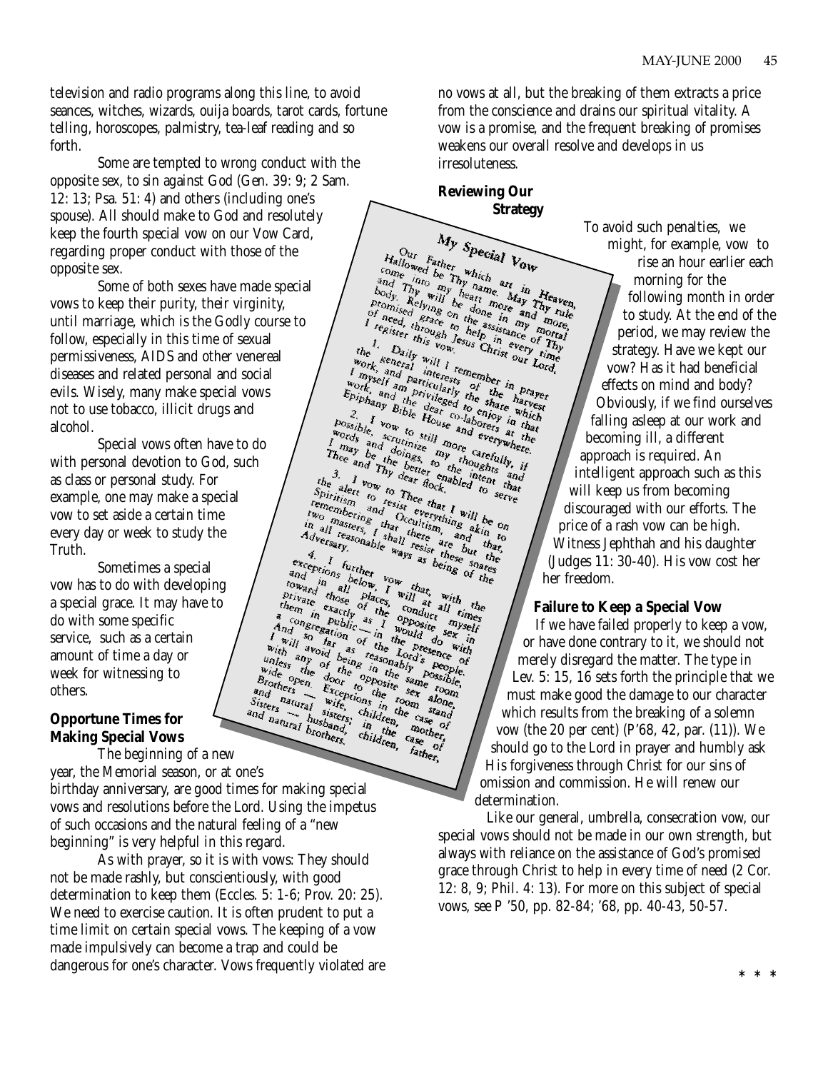television and radio programs along this line, to avoid seances, witches, wizards, ouija boards, tarot cards, fortune telling, horoscopes, palmistry, tea-leaf reading and so forth.

Some are tempted to wrong conduct with the opposite sex, to sin against God (Gen. 39: 9; 2 Sam. 12: 13; Psa. 51: 4) and others (including one's spouse). All should make to God and resolutely keep the fourth special vow on our Vow Card, regarding proper conduct with those of the opposite sex.

Some of both sexes have made special vows to keep their purity, their virginity, until marriage, which is the Godly course to follow, especially in this time of sexual permissiveness, AIDS and other venereal diseases and related personal and social evils. Wisely, many make special vows not to use tobacco, illicit drugs and alcohol.

Special vows often have to do with personal devotion to God, such as class or personal study. For example, one may make a special vow to set aside a certain time every day or week to study the Truth.

Sometimes a special vow has to do with developing a special grace. It may have to do with some specific service, such as a certain amount of time a day or week for witnessing to others.

**My Special Vow**

Our Father which art in Heaven, Hallowed be Thy name. May Thy rule come into my heart more and more, and Thy will be done in my mortal body. Relying on the assistance of Thy promised grace to help in every time of need, through Jesus Christ our Lord, I register this vow.

1. Daily will I remember in prayer the general interests of the harvest work, and particularly the share which I myself am privileged to enjoy in that work, and the dear co-laborers at the Epiphany Bible House and everywhere.

2. I vow to still more carefully, if possible, scrutinize my thoughts and words and doings, to the intent that I may be the better enabled to serve Thee and Thy dear flock.

3. I vow to Thee that I will be on the alert to resist everything akin to Spiritism and Occultism, and that, remembering that there are but the two masters, I shall resist these snares in all reasonable ways as being of the Adversary.

4. I further vow that, with the exceptions below, I will at all times and in all places, conduct myself toward those of the opposite sex in private exactly as I would do with them in public — in the presence of a congregation of the Lord's people. And so far as reasonably possible, I will avoid being in the same room with any of the opposite sex alone, unless the door to the room stand wide open. Exceptions in the case of Brothers — wife, children, mother, and natural sisters; in the case of Sisters — husband, children, father, and natural brothers.

## Opportune Times for Making Special Vows

The beginning of a new year, the Memorial season, or at one's birthday anniversary, are good times for making special vows and resolutions before the Lord. Using the impetus of such occasions and the natural feeling of a "new beginning" is very helpful in this regard.

As with prayer, so it is with vows: They should not be made rashly, but conscientiously, with good determination to keep them (Eccles. 5: 1-6; Prov. 20: 25). We need to exercise caution. It is often prudent to put a time limit on certain special vows. The keeping of a vow made impulsively can become a trap and could be dangerous for one's character. Vows frequently violated are no vows at all, but the breaking of them extracts a price from the conscience and drains our spiritual vitality. A vow is a promise, and the frequent breaking of promises weakens our overall resolve and develops in us irresoluteness.

## Reviewing Our Strategy

To avoid such penalties, we might, for example, vow to rise an hour earlier each morning for the following month in order to study. At the end of the period, we may review the strategy. Have we kept our vow? Has it had beneficial effects on mind and body? Obviously, if we find ourselves falling asleep at our work and becoming ill, a different approach is required. An intelligent approach such as this will keep us from becoming discouraged with our efforts. The price of a rash vow can be high. Witness Jephthah and his daughter (Judges 11: 30-40). His vow cost her her freedom.

## Failure to Keep a Special Vow

If we have failed properly to keep a vow, or have done contrary to it, we should not merely disregard the matter. The type in Lev. 5: 15, 16 sets forth the principle that we must make good the damage to our character which results from the breaking of a solemn vow (the 20 per cent) (P'68, 42, par. (11)). We should go to the Lord in prayer and humbly ask His forgiveness through Christ for our sins of omission and commission. He will renew our determination.

Like our general, umbrella, consecration vow, our special vows should not be made in our own strength, but always with reliance on the assistance of God's promised grace through Christ to help in every time of need (2 Cor. 12: 8, 9; Phil. 4: 13). For more on this subject of special vows, see P '50, pp. 82-84; '68, pp. 40-43, 50-57.

\* \* \*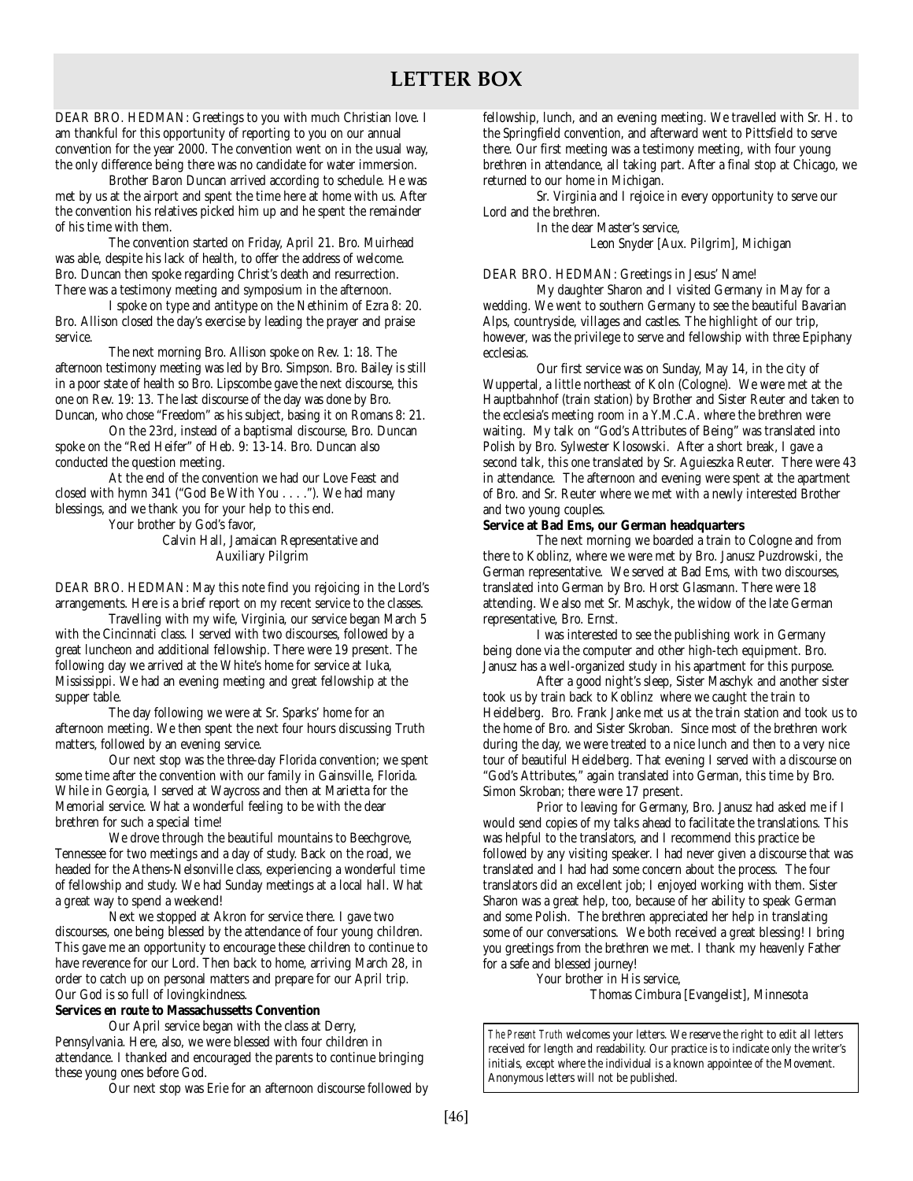# LETTER BOX

DEAR BRO. HEDMAN: Greetings to you with much Christian love. I am thankful for this opportunity of reporting to you on our annual convention for the year 2000. The convention went on in the usual way, the only difference being there was no candidate for water immersion.

Brother Baron Duncan arrived according to schedule. He was met by us at the airport and spent the time here at home with us. After the convention his relatives picked him up and he spent the remainder of his time with them.

The convention started on Friday, April 21. Bro. Muirhead was able, despite his lack of health, to offer the address of welcome. Bro. Duncan then spoke regarding Christ's death and resurrection. There was a testimony meeting and symposium in the afternoon.

I spoke on type and antitype on the Nethinim of Ezra 8: 20. Bro. Allison closed the day's exercise by leading the prayer and praise service.

The next morning Bro. Allison spoke on Rev. 1: 18. The afternoon testimony meeting was led by Bro. Simpson. Bro. Bailey is still in a poor state of health so Bro. Lipscombe gave the next discourse, this one on Rev. 19: 13. The last discourse of the day was done by Bro. Duncan, who chose "Freedom" as his subject, basing it on Romans 8: 21.

On the 23rd, instead of a baptismal discourse, Bro. Duncan spoke on the "Red Heifer" of Heb. 9: 13-14. Bro. Duncan also conducted the question meeting.

At the end of the convention we had our Love Feast and closed with hymn 341 ("God Be With You . . . ."). We had many blessings, and we thank you for your help to this end.

Your brother by God's favor,

Calvin Hall, Jamaican Representative and Auxiliary Pilgrim

DEAR BRO. HEDMAN: May this note find you rejoicing in the Lord's arrangements. Here is a brief report on my recent service to the classes.

Travelling with my wife, Virginia, our service began March 5 with the Cincinnati class. I served with two discourses, followed by a great luncheon and additional fellowship. There were 19 present. The following day we arrived at the White's home for service at Iuka, Mississippi. We had an evening meeting and great fellowship at the supper table.

The day following we were at Sr. Sparks' home for an afternoon meeting. We then spent the next four hours discussing Truth matters, followed by an evening service.

Our next stop was the three-day Florida convention; we spent some time after the convention with our family in Gainsville, Florida. While in Georgia, I served at Waycross and then at Marietta for the Memorial service. What a wonderful feeling to be with the dear brethren for such a special time!

We drove through the beautiful mountains to Beechgrove, Tennessee for two meetings and a day of study. Back on the road, we headed for the Athens-Nelsonville class, experiencing a wonderful time of fellowship and study. We had Sunday meetings at a local hall. What a great way to spend a weekend!

Next we stopped at Akron for service there. I gave two discourses, one being blessed by the attendance of four young children. This gave me an opportunity to encourage these children to continue to have reverence for our Lord. Then back to home, arriving March 28, in order to catch up on personal matters and prepare for our April trip. Our God is so full of lovingkindness.

**Services *en route* to Massachussetts Convention**

Our April service began with the class at Derry, Pennsylvania. Here, also, we were blessed with four children in attendance. I thanked and encouraged the parents to continue bringing these young ones before God.

Our next stop was Erie for an afternoon discourse followed by fellowship, lunch, and an evening meeting. We travelled with Sr. H. to the Springfield convention, and afterward went to Pittsfield to serve there. Our first meeting was a testimony meeting, with four young brethren in attendance, all taking part. After a final stop at Chicago, we returned to our home in Michigan.

Sr. Virginia and I rejoice in every opportunity to serve our Lord and the brethren.

In the dear Master's service,

Leon Snyder [Aux. Pilgrim], Michigan

DEAR BRO. HEDMAN: Greetings in Jesus' Name!

My daughter Sharon and I visited Germany in May for a wedding. We went to southern Germany to see the beautiful Bavarian Alps, countryside, villages and castles. The highlight of our trip, however, was the privilege to serve and fellowship with three Epiphany ecclesias.

Our first service was on Sunday, May 14, in the city of Wuppertal, a little northeast of Koln (Cologne). We were met at the Hauptbahnhof (train station) by Brother and Sister Reuter and taken to the ecclesia's meeting room in a Y.M.C.A. where the brethren were waiting. My talk on "God's Attributes of Being" was translated into Polish by Bro. Sylwester Klosowski. After a short break, I gave a second talk, this one translated by Sr. Aguieszka Reuter. There were 43 in attendance. The afternoon and evening were spent at the apartment of Bro. and Sr. Reuter where we met with a newly interested Brother and two young couples.

**Service at Bad Ems, our German headquarters**

The next morning we boarded a train to Cologne and from there to Koblinz, where we were met by Bro. Janusz Puzdrowski, the German representative. We served at Bad Ems, with two discourses, translated into German by Bro. Horst Glasmann. There were 18 attending. We also met Sr. Maschyk, the widow of the late German representative, Bro. Ernst.

I was interested to see the publishing work in Germany being done via the computer and other high-tech equipment. Bro. Janusz has a well-organized study in his apartment for this purpose.

After a good night's sleep, Sister Maschyk and another sister took us by train back to Koblinz where we caught the train to Heidelberg. Bro. Frank Janke met us at the train station and took us to the home of Bro. and Sister Skroban. Since most of the brethren work during the day, we were treated to a nice lunch and then to a very nice tour of beautiful Heidelberg. That evening I served with a discourse on "God's Attributes," again translated into German, this time by Bro. Simon Skroban; there were 17 present.

Prior to leaving for Germany, Bro. Janusz had asked me if I would send copies of my talks ahead to facilitate the translations. This was helpful to the translators, and I recommend this practice be followed by any visiting speaker. I had never given a discourse that was translated and I had had some concern about the process. The four translators did an excellent job; I enjoyed working with them. Sister Sharon was a great help, too, because of her ability to speak German and some Polish. The brethren appreciated her help in translating some of our conversations. We both received a great blessing! I bring you greetings from the brethren we met. I thank my heavenly Father for a safe and blessed journey!

Your brother in His service,

Thomas Cimbura [Evangelist], Minnesota

*The Present Truth* welcomes your letters. We reserve the right to edit all letters received for length and readability. Our practice is to indicate only the writer's initials, except where the individual is a known appointee of the Movement. Anonymous letters will not be published.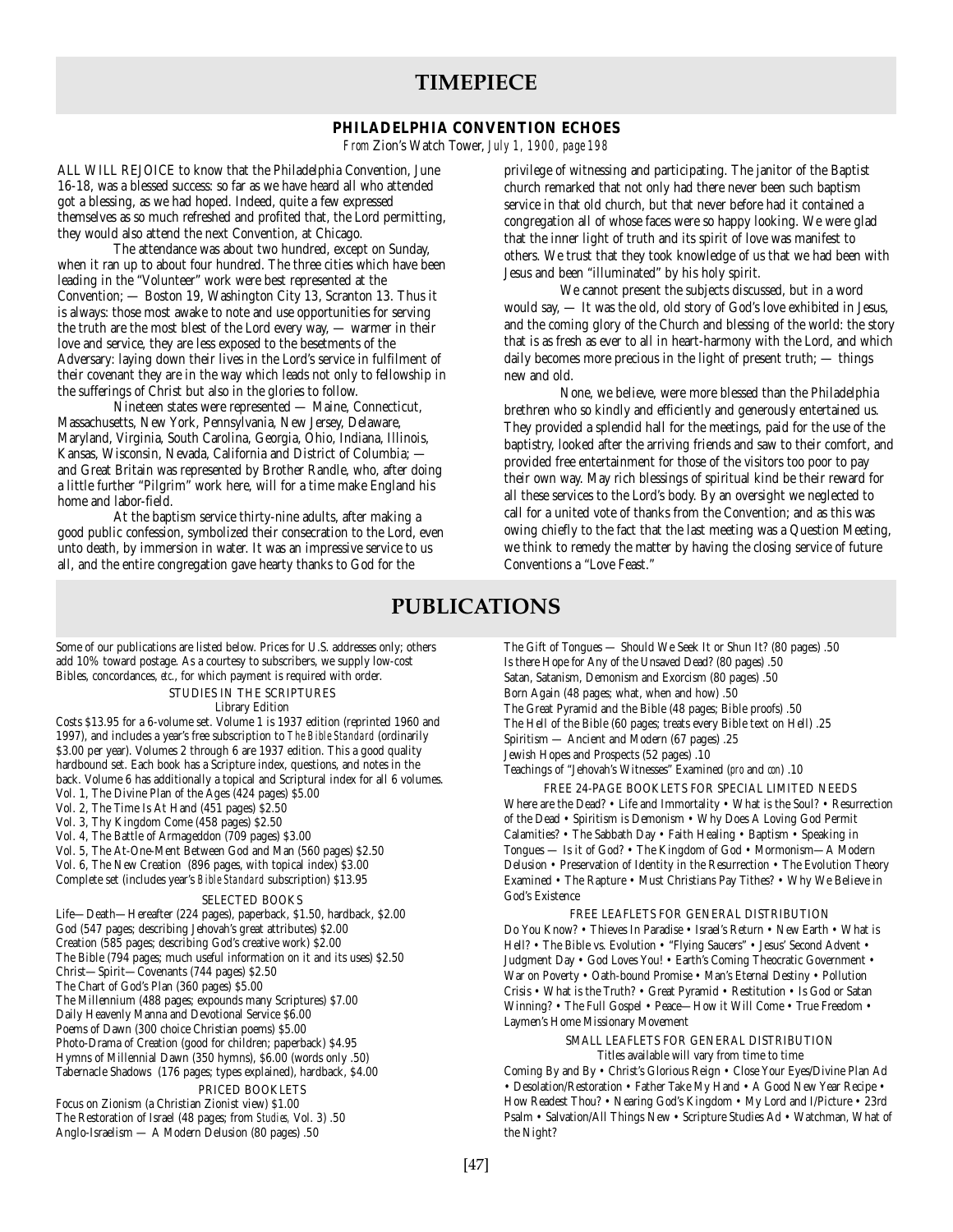# TIMEPIECE

## PHILADELPHIA CONVENTION ECHOES

*From* Zion's Watch Tower, *July 1, 1900, page 198*

ALL WILL REJOICE to know that the Philadelphia Convention, June 16-18, was a blessed success: so far as we have heard all who attended got a blessing, as we had hoped. Indeed, quite a few expressed themselves as so much refreshed and profited that, the Lord permitting, they would also attend the next Convention, at Chicago.

The attendance was about two hundred, except on Sunday, when it ran up to about four hundred. The three cities which have been leading in the "Volunteer" work were best represented at the Convention; — Boston 19, Washington City 13, Scranton 13. Thus it is always: those most awake to note and use opportunities for serving the truth are the most blest of the Lord every way, — warmer in their love and service, they are less exposed to the besetments of the Adversary: laying down their lives in the Lord's service in fulfilment of their covenant they are in the way which leads not only to fellowship in the sufferings of Christ but also in the glories to follow.

Nineteen states were represented — Maine, Connecticut, Massachusetts, New York, Pennsylvania, New Jersey, Delaware, Maryland, Virginia, South Carolina, Georgia, Ohio, Indiana, Illinois, Kansas, Wisconsin, Nevada, California and District of Columbia; — and Great Britain was represented by Brother Randle, who, after doing a little further "Pilgrim" work here, will for a time make England his home and labor-field.

At the baptism service thirty-nine adults, after making a good public confession, symbolized their consecration to the Lord, even unto death, by immersion in water. It was an impressive service to us all, and the entire congregation gave hearty thanks to God for the privilege of witnessing and participating. The janitor of the Baptist church remarked that not only had there never been such baptism service in that old church, but that never before had it contained a congregation all of whose faces were so happy looking. We were glad that the inner light of truth and its spirit of love was manifest to others. We trust that they took knowledge of us that we had been with Jesus and been "illuminated" by his holy spirit.

We cannot present the subjects discussed, but in a word would say, — It was the old, old story of God's love exhibited in Jesus, and the coming glory of the Church and blessing of the world: the story that is as fresh as ever to all in heart-harmony with the Lord, and which daily becomes more precious in the light of present truth; — things new and old.

None, we believe, were more blessed than the Philadelphia brethren who so kindly and efficiently and generously entertained us. They provided a splendid hall for the meetings, paid for the use of the baptistry, looked after the arriving friends and saw to their comfort, and provided free entertainment for those of the visitors too poor to pay their own way. May rich blessings of spiritual kind be their reward for all these services to the Lord's body. By an oversight we neglected to call for a united vote of thanks from the Convention; and as this was owing chiefly to the fact that the last meeting was a Question Meeting, we think to remedy the matter by having the closing service of future Conventions a "Love Feast."

# PUBLICATIONS

Some of our publications are listed below. Prices for U.S. addresses only; others add 10% toward postage. As a courtesy to subscribers, we supply low-cost Bibles, concordances, *etc.*, for which payment is required with order.

### STUDIES IN THE SCRIPTURES

Library Edition

Costs $13.95 for a 6-volume set. Volume 1 is 1937 edition (reprinted 1960 and 1997), and includes a year's free subscription to *The Bible Standard* (ordinarily $3.00 per year). Volumes 2 through 6 are 1937 edition. This a good quality hardbound set. Each book has a Scripture index, questions, and notes in the back. Volume 6 has additionally a topical and Scriptural index for all 6 volumes.

Vol. 1, The Divine Plan of the Ages (424 pages) $5.00
Vol. 2, The Time Is At Hand (451 pages) $2.50
Vol. 3, Thy Kingdom Come (458 pages) $2.50
Vol. 4, The Battle of Armageddon (709 pages) $3.00
Vol. 5, The At-One-Ment Between God and Man (560 pages) $2.50
Vol. 6, The New Creation (896 pages, with topical index) $3.00
Complete set (includes year's *Bible Standard* subscription) $13.95

### SELECTED BOOKS

Life—Death—Hereafter (224 pages), paperback, $1.50, hardback, $2.00
God (547 pages; describing Jehovah's great attributes) $2.00
Creation (585 pages; describing God's creative work) $2.00
The Bible (794 pages; much useful information on it and its uses) $2.50
Christ—Spirit—Covenants (744 pages) $2.50
The Chart of God's Plan (360 pages) $5.00
The Millennium (488 pages; expounds many Scriptures) $7.00
Daily Heavenly Manna and Devotional Service $6.00
Poems of Dawn (300 choice Christian poems) $5.00
Photo-Drama of Creation (good for children; paperback) $4.95
Hymns of Millennial Dawn (350 hymns), $6.00 (words only .50)
Tabernacle Shadows (176 pages; types explained), hardback, $4.00

### PRICED BOOKLETS

Focus on Zionism (a Christian Zionist view) $1.00
The Restoration of Israel (48 pages; from *Studies*, Vol. 3) .50
Anglo-Israelism — A Modern Delusion (80 pages) .50
The Gift of Tongues — Should We Seek It or Shun It? (80 pages) .50
Is there Hope for Any of the Unsaved Dead? (80 pages) .50
Satan, Satanism, Demonism and Exorcism (80 pages) .50
Born Again (48 pages; what, when and how) .50
The Great Pyramid and the Bible (48 pages; Bible proofs) .50
The Hell of the Bible (60 pages; treats every Bible text on Hell) .25
Spiritism — Ancient and Modern (67 pages) .25
Jewish Hopes and Prospects (52 pages) .10
Teachings of "Jehovah's Witnesses" Examined (*pro* and *con*) .10

### FREE 24-PAGE BOOKLETS FOR SPECIAL LIMITED NEEDS

Where are the Dead? • Life and Immortality • What is the Soul? • Resurrection of the Dead • Spiritism is Demonism • Why Does A Loving God Permit Calamities? • The Sabbath Day • Faith Healing • Baptism • Speaking in Tongues — Is it of God? • The Kingdom of God • Mormonism—A Modern Delusion • Preservation of Identity in the Resurrection • The Evolution Theory Examined • The Rapture • Must Christians Pay Tithes? • Why We Believe in God's Existence

### FREE LEAFLETS FOR GENERAL DISTRIBUTION

Do You Know? • Thieves In Paradise • Israel's Return • New Earth • What is Hell? • The Bible vs. Evolution • "Flying Saucers" • Jesus' Second Advent • Judgment Day • God Loves You! • Earth's Coming Theocratic Government • War on Poverty • Oath-bound Promise • Man's Eternal Destiny • Pollution Crisis • What is the Truth? • Great Pyramid • Restitution • Is God or Satan Winning? • The Full Gospel • Peace—How it Will Come • True Freedom • Laymen's Home Missionary Movement

### SMALL LEAFLETS FOR GENERAL DISTRIBUTION

Titles available will vary from time to time

Coming By and By • Christ's Glorious Reign • Close Your Eyes/Divine Plan Ad • Desolation/Restoration • Father Take My Hand • A Good New Year Recipe • How Readest Thou? • Nearing God's Kingdom • My Lord and I/Picture • 23rd Psalm • Salvation/All Things New • Scripture Studies Ad • Watchman, What of the Night?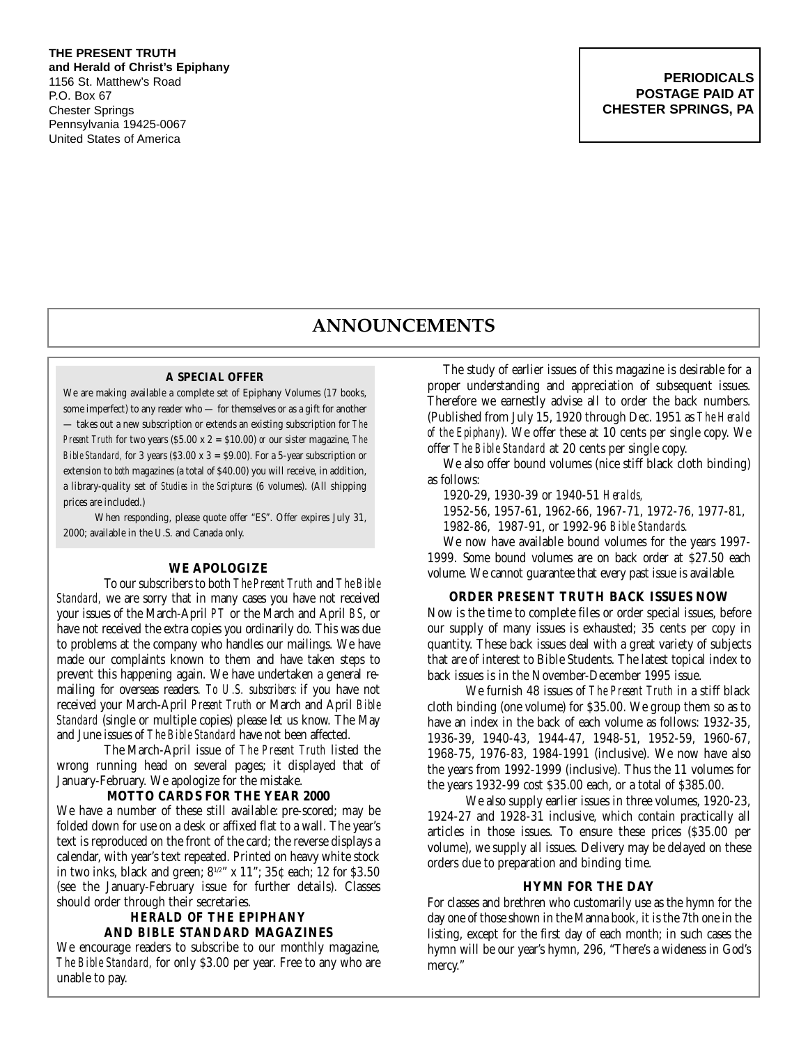**THE PRESENT TRUTH**
**and Herald of Christ's Epiphany**
1156 St. Matthew's Road
P.O. Box 67
Chester Springs
Pennsylvania 19425-0067
United States of America

**PERIODICALS**
**POSTAGE PAID AT**
**CHESTER SPRINGS, PA**

# ANNOUNCEMENTS

### A SPECIAL OFFER

We are making available a complete set of Epiphany Volumes (17 books, some imperfect) to any reader who — for themselves or as a gift for another — takes out a new subscription or extends an existing subscription for *The Present Truth* for two years ($5.00 x 2 = $10.00) *or* our sister magazine, *The Bible Standard,* for 3 years ($3.00 x 3 = $9.00). For a 5-year subscription or extension to *both* magazines (a total of $40.00) you will receive, in addition, a library-quality set of *Studies in the Scriptures* (6 volumes). (All shipping prices are included.)

When responding, please quote offer "ES". Offer expires July 31, 2000; available in the U.S. and Canada only.

### WE APOLOGIZE

To our subscribers to both *The Present Truth* and *The Bible Standard,* we are sorry that in many cases you have not received your issues of the March-April *PT* or the March and April *BS*, or have not received the extra copies you ordinarily do. This was due to problems at the company who handles our mailings. We have made our complaints known to them and have taken steps to prevent this happening again. We have undertaken a general re-mailing for overseas readers. *To U.S. subscribers:* if you have not received your March-April *Present Truth* or March and April *Bible Standard* (single or multiple copies) please let us know. The May and June issues of *The Bible Standard* have not been affected.

The March-April issue of *The Present Truth* listed the wrong running head on several pages; it displayed that of January-February. We apologize for the mistake.

### MOTTO CARDS FOR THE YEAR 2000

We have a number of these still available: pre-scored; may be folded down for use on a desk or affixed flat to a wall. The year's text is reproduced on the front of the card; the reverse displays a calendar, with year's text repeated. Printed on heavy white stock in two inks, black and green; 8½" x 11"; 35¢ each; 12 for $3.50 (see the January-February issue for further details). Classes should order through their secretaries.

### HERALD OF THE EPIPHANY AND BIBLE STANDARD MAGAZINES

We encourage readers to subscribe to our monthly magazine, *The Bible Standard,* for only $3.00 per year. Free to any who are unable to pay.

The study of earlier issues of this magazine is desirable for a proper understanding and appreciation of subsequent issues. Therefore we earnestly advise all to order the back numbers. (Published from July 15, 1920 through Dec. 1951 as *The Herald of the Epiphany*). We offer these at 10 cents per single copy. We offer *The Bible Standard* at 20 cents per single copy.

We also offer bound volumes (nice stiff black cloth binding) as follows:

1920-29, 1930-39 or 1940-51 *Heralds,*
1952-56, 1957-61, 1962-66, 1967-71, 1972-76, 1977-81, 1982-86, 1987-91, or 1992-96 *Bible Standards.*

We now have available bound volumes for the years 1997-1999. Some bound volumes are on back order at $27.50 each volume. We cannot guarantee that every past issue is available.

### ORDER PRESENT TRUTH BACK ISSUES NOW

Now is the time to complete files or order special issues, before our supply of many issues is exhausted; 35 cents per copy in quantity. These back issues deal with a great variety of subjects that are of interest to Bible Students. The latest topical index to back issues is in the November-December 1995 issue.

We furnish 48 issues of *The Present Truth* in a stiff black cloth binding (one volume) for $35.00. We group them so as to have an index in the back of each volume as follows: 1932-35, 1936-39, 1940-43, 1944-47, 1948-51, 1952-59, 1960-67, 1968-75, 1976-83, 1984-1991 (inclusive). We now have also the years from 1992-1999 (inclusive). Thus the 11 volumes for the years 1932-99 cost $35.00 each, or a total of $385.00.

We also supply earlier issues in three volumes, 1920-23, 1924-27 and 1928-31 inclusive, which contain practically all articles in those issues. To ensure these prices ($35.00 per volume), we supply all issues. Delivery may be delayed on these orders due to preparation and binding time.

### HYMN FOR THE DAY

For classes and brethren who customarily use as the hymn for the day one of those shown in the Manna book, it is the 7th one in the listing, except for the first day of each month; in such cases the hymn will be our year's hymn, 296, "There's a wideness in God's mercy."